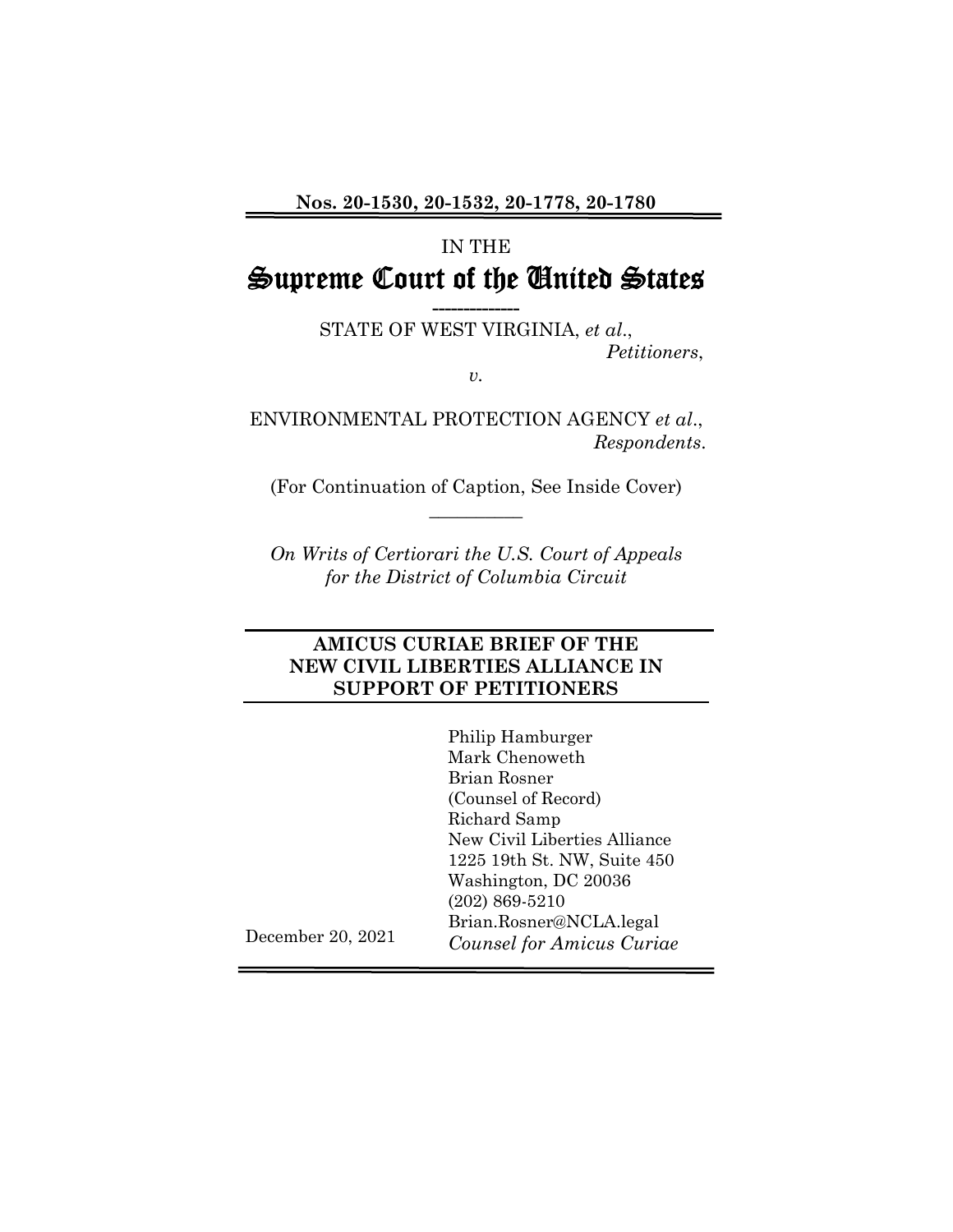**Nos. 20-1530, 20-1532, 20-1778, 20-1780**

IN THE

# Supreme Court of the United States

--------------

STATE OF WEST VIRGINIA, *et al*.,
*Petitioners*,

*v.*

ENVIRONMENTAL PROTECTION AGENCY *et al*.,
*Respondents*.

(For Continuation of Caption, See Inside Cover)

*On Writs of Certiorari the U.S. Court of Appeals for the District of Columbia Circuit*

## AMICUS CURIAE BRIEF OF THE NEW CIVIL LIBERTIES ALLIANCE IN SUPPORT OF PETITIONERS

Philip Hamburger
Mark Chenoweth
Brian Rosner
(Counsel of Record)
Richard Samp
New Civil Liberties Alliance
1225 19th St. NW, Suite 450
Washington, DC 20036
(202) 869-5210
Brian.Rosner@NCLA.legal
*Counsel for Amicus Curiae*

December 20, 2021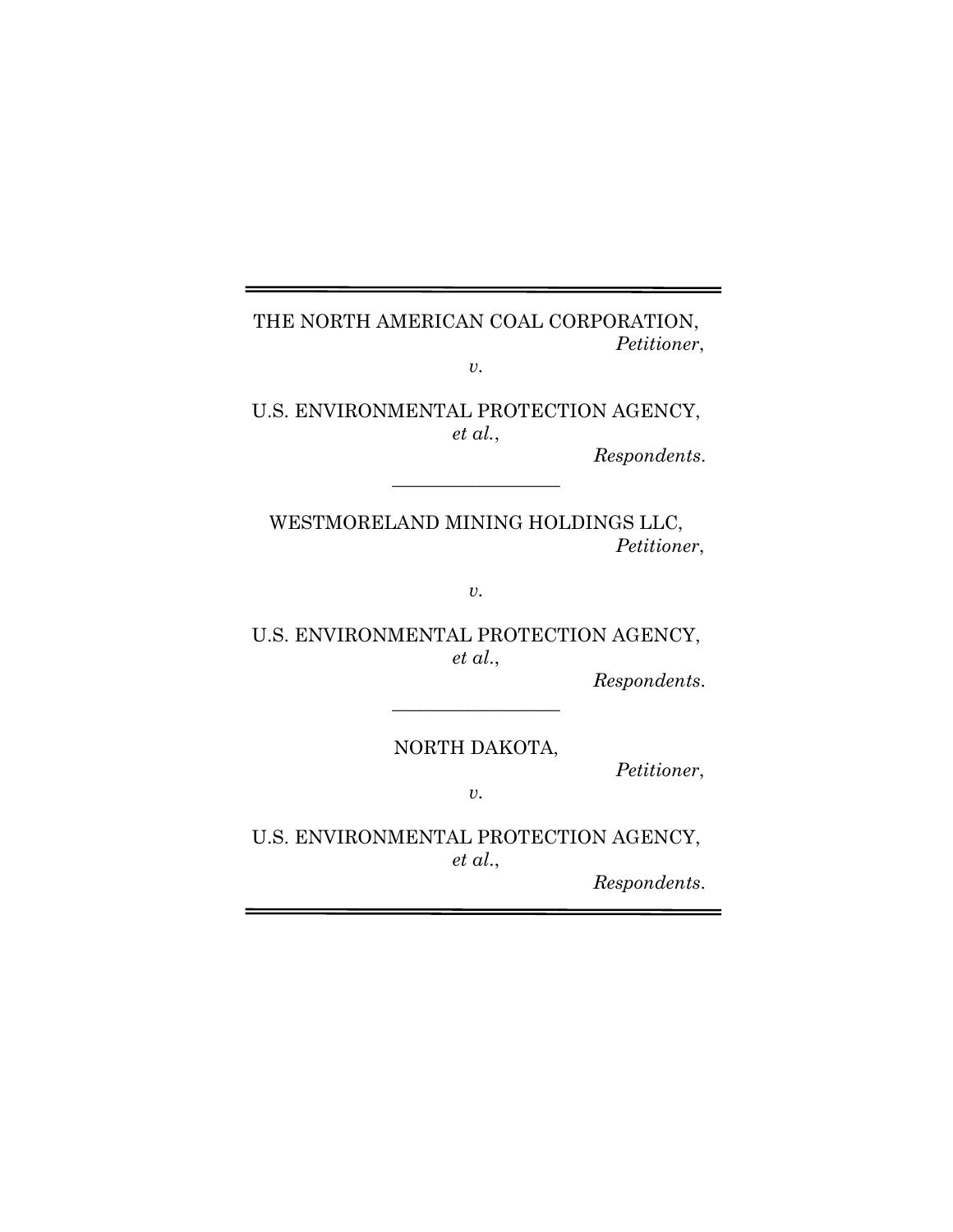THE NORTH AMERICAN COAL CORPORATION,
*Petitioner*,

*v.*

U.S. ENVIRONMENTAL PROTECTION AGENCY,
*et al.*,
*Respondents*.

---

WESTMORELAND MINING HOLDINGS LLC,
*Petitioner*,

*v.*

U.S. ENVIRONMENTAL PROTECTION AGENCY,
*et al.*,
*Respondents*.

---

NORTH DAKOTA,
*Petitioner*,

*v.*

U.S. ENVIRONMENTAL PROTECTION AGENCY,
*et al.*,
*Respondents*.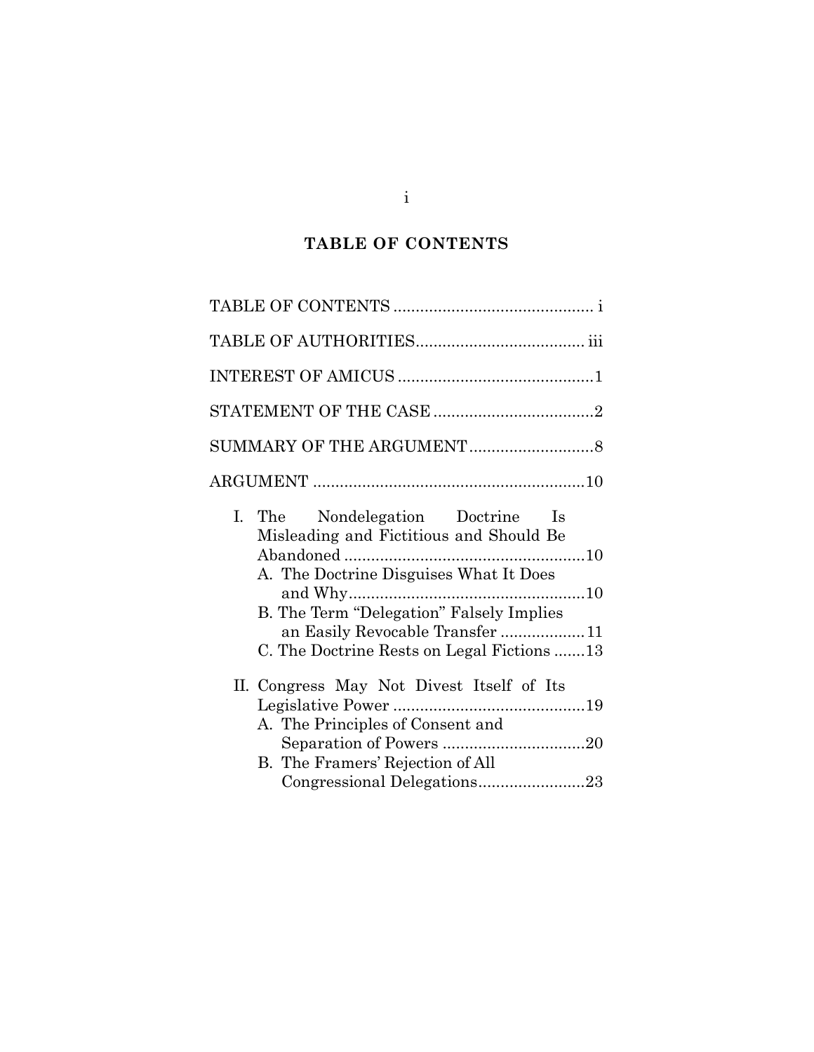## TABLE OF CONTENTS

TABLE OF CONTENTS ............................................ i

TABLE OF AUTHORITIES..................................... iii

INTEREST OF AMICUS ............................................1

STATEMENT OF THE CASE ....................................2

SUMMARY OF THE ARGUMENT............................8

ARGUMENT .............................................................10

I. The Nondelegation Doctrine Is Misleading and Fictitious and Should Be Abandoned ......................................................10
   - A. The Doctrine Disguises What It Does and Why......................................................10
   - B. The Term "Delegation" Falsely Implies an Easily Revocable Transfer ...................11
   - C. The Doctrine Rests on Legal Fictions .......13

II. Congress May Not Divest Itself of Its Legislative Power ...........................................19
   - A. The Principles of Consent and Separation of Powers ................................20
   - B. The Framers' Rejection of All Congressional Delegations........................23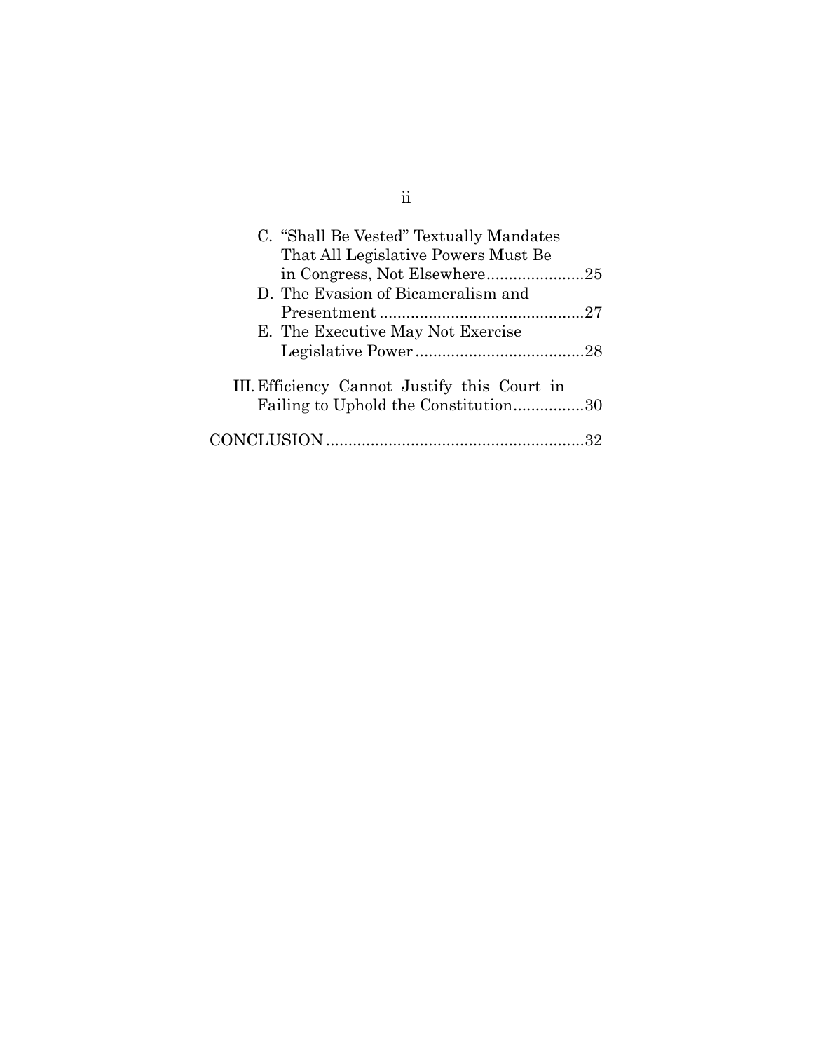C. "Shall Be Vested" Textually Mandates That All Legislative Powers Must Be in Congress, Not Elsewhere......................25

D. The Evasion of Bicameralism and Presentment .............................................27

E. The Executive May Not Exercise Legislative Power......................................28

III. Efficiency Cannot Justify this Court in Failing to Uphold the Constitution................30

CONCLUSION..........................................................32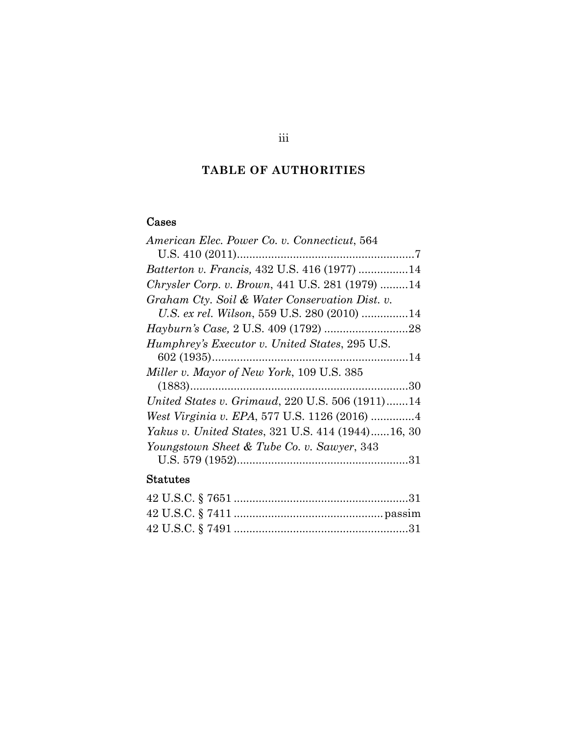# TABLE OF AUTHORITIES

## Cases

*American Elec. Power Co. v. Connecticut*, 564 U.S. 410 (2011).........................................................7

*Batterton v. Francis,* 432 U.S. 416 (1977) ................14

*Chrysler Corp. v. Brown*, 441 U.S. 281 (1979) .........14

*Graham Cty. Soil & Water Conservation Dist. v. U.S. ex rel. Wilson*, 559 U.S. 280 (2010) ...............14

*Hayburn's Case,* 2 U.S. 409 (1792) ...........................28

*Humphrey's Executor v. United States*, 295 U.S. 602 (1935)...............................................................14

*Miller v. Mayor of New York*, 109 U.S. 385 (1883)......................................................................30

*United States v. Grimaud*, 220 U.S. 506 (1911).......14

*West Virginia v. EPA*, 577 U.S. 1126 (2016) .............4

*Yakus v. United States*, 321 U.S. 414 (1944)......16, 30

*Youngstown Sheet & Tube Co. v. Sawyer*, 343 U.S. 579 (1952).......................................................31

## Statutes

42 U.S.C. § 7651 ........................................................31

42 U.S.C. § 7411 ...............................................passim

42 U.S.C. § 7491 ........................................................31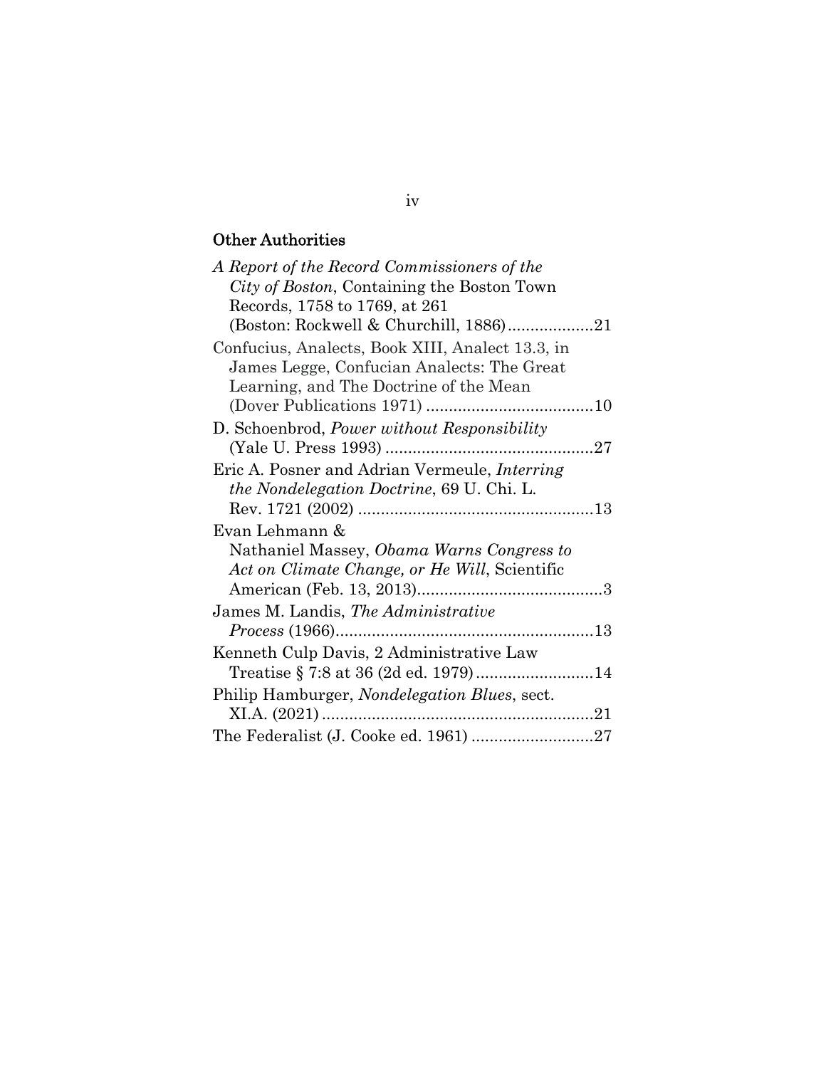## Other Authorities

*A Report of the Record Commissioners of the City of Boston*, Containing the Boston Town Records, 1758 to 1769, at 261 (Boston: Rockwell & Churchill, 1886)...................21

Confucius, Analects, Book XIII, Analect 13.3, in James Legge, Confucian Analects: The Great Learning, and The Doctrine of the Mean (Dover Publications 1971) ....................................10

D. Schoenbrod, *Power without Responsibility* (Yale U. Press 1993) ..............................................27

Eric A. Posner and Adrian Vermeule, *Interring the Nondelegation Doctrine*, 69 U. Chi. L. Rev. 1721 (2002) ...................................................13

Evan Lehmann & Nathaniel Massey, *Obama Warns Congress to Act on Climate Change, or He Will*, Scientific American (Feb. 13, 2013).........................................3

James M. Landis, *The Administrative Process* (1966).........................................................13

Kenneth Culp Davis, 2 Administrative Law Treatise § 7:8 at 36 (2d ed. 1979)..........................14

Philip Hamburger, *Nondelegation Blues*, sect. XI.A. (2021) ............................................................21

The Federalist (J. Cooke ed. 1961) ...........................27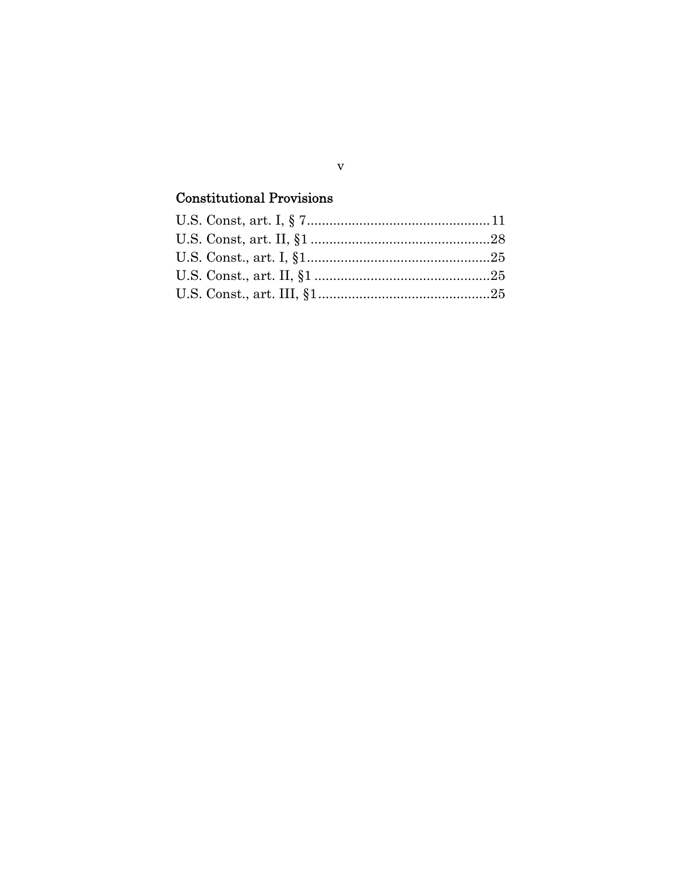## Constitutional Provisions

U.S. Const, art. I, § 7................................................11
U.S. Const, art. II, §1 ...............................................28
U.S. Const., art. I, §1................................................25
U.S. Const., art. II, §1 ..............................................25
U.S. Const., art. III, §1.............................................25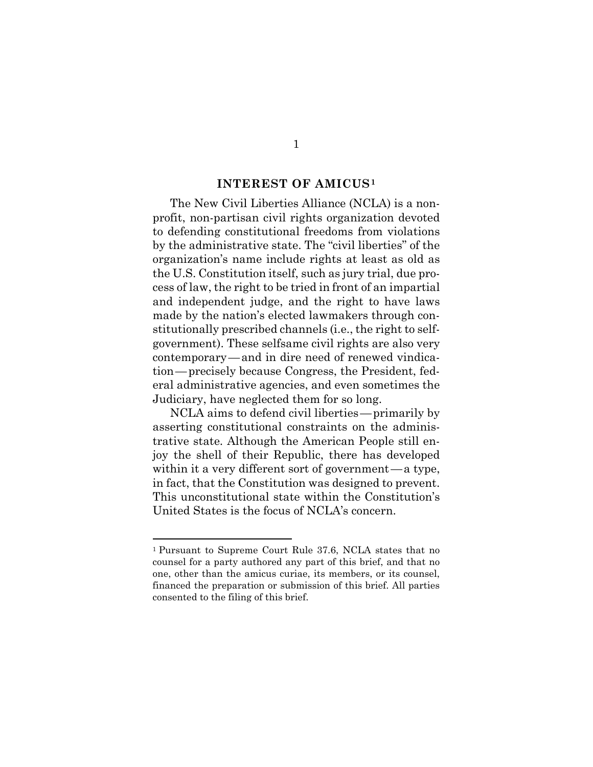## INTEREST OF AMICUS[1]

The New Civil Liberties Alliance (NCLA) is a non-profit, non-partisan civil rights organization devoted to defending constitutional freedoms from violations by the administrative state. The "civil liberties" of the organization's name include rights at least as old as the U.S. Constitution itself, such as jury trial, due process of law, the right to be tried in front of an impartial and independent judge, and the right to have laws made by the nation's elected lawmakers through constitutionally prescribed channels (i.e., the right to self-government). These selfsame civil rights are also very contemporary — and in dire need of renewed vindication — precisely because Congress, the President, federal administrative agencies, and even sometimes the Judiciary, have neglected them for so long.

NCLA aims to defend civil liberties — primarily by asserting constitutional constraints on the administrative state. Although the American People still enjoy the shell of their Republic, there has developed within it a very different sort of government — a type, in fact, that the Constitution was designed to prevent. This unconstitutional state within the Constitution's United States is the focus of NCLA's concern.

---

[1] Pursuant to Supreme Court Rule 37.6, NCLA states that no counsel for a party authored any part of this brief, and that no one, other than the amicus curiae, its members, or its counsel, financed the preparation or submission of this brief. All parties consented to the filing of this brief.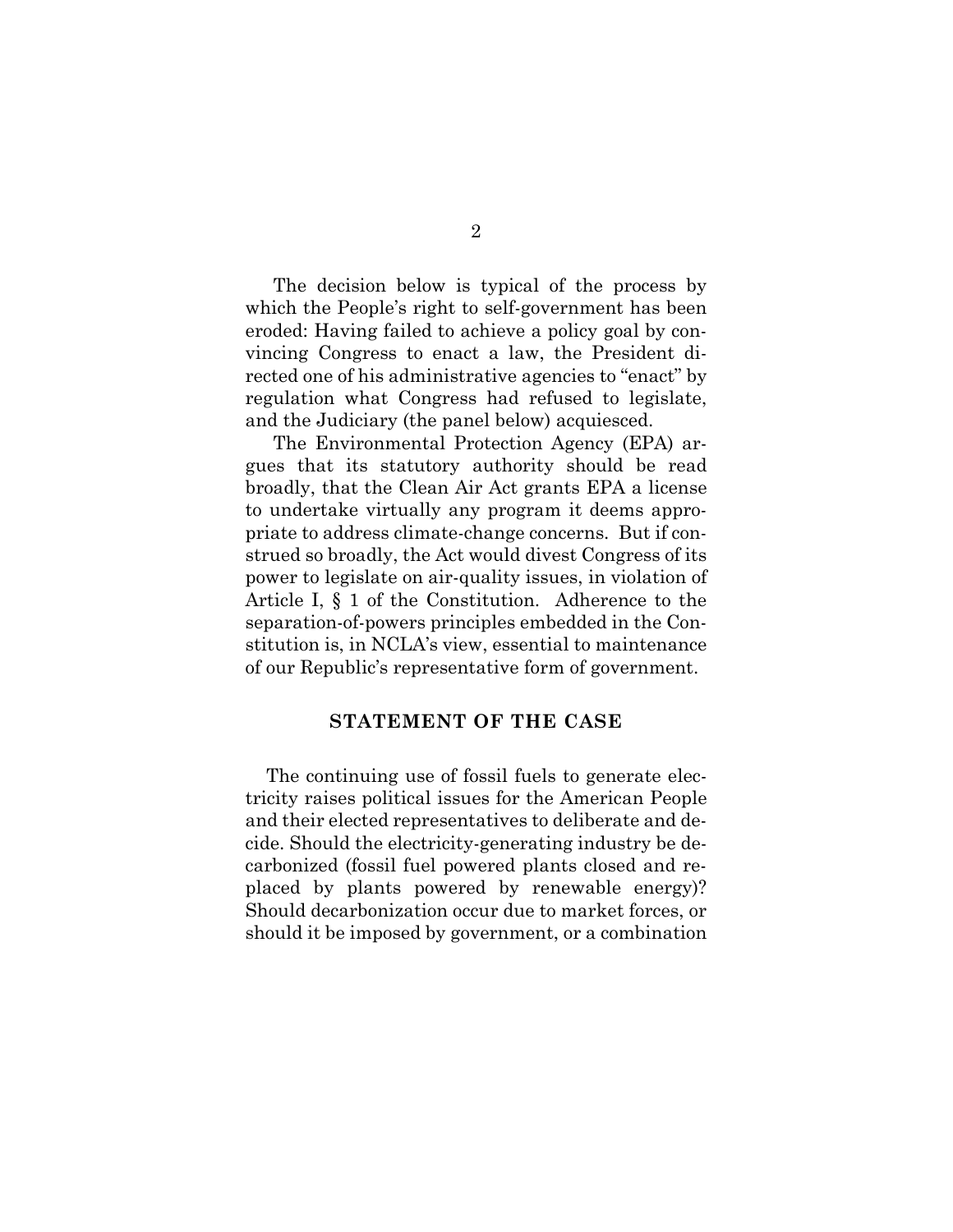The decision below is typical of the process by which the People's right to self-government has been eroded: Having failed to achieve a policy goal by convincing Congress to enact a law, the President directed one of his administrative agencies to "enact" by regulation what Congress had refused to legislate, and the Judiciary (the panel below) acquiesced.

The Environmental Protection Agency (EPA) argues that its statutory authority should be read broadly, that the Clean Air Act grants EPA a license to undertake virtually any program it deems appropriate to address climate-change concerns. But if construed so broadly, the Act would divest Congress of its power to legislate on air-quality issues, in violation of Article I, § 1 of the Constitution. Adherence to the separation-of-powers principles embedded in the Constitution is, in NCLA's view, essential to maintenance of our Republic's representative form of government.

## STATEMENT OF THE CASE

The continuing use of fossil fuels to generate electricity raises political issues for the American People and their elected representatives to deliberate and decide. Should the electricity-generating industry be decarbonized (fossil fuel powered plants closed and replaced by plants powered by renewable energy)? Should decarbonization occur due to market forces, or should it be imposed by government, or a combination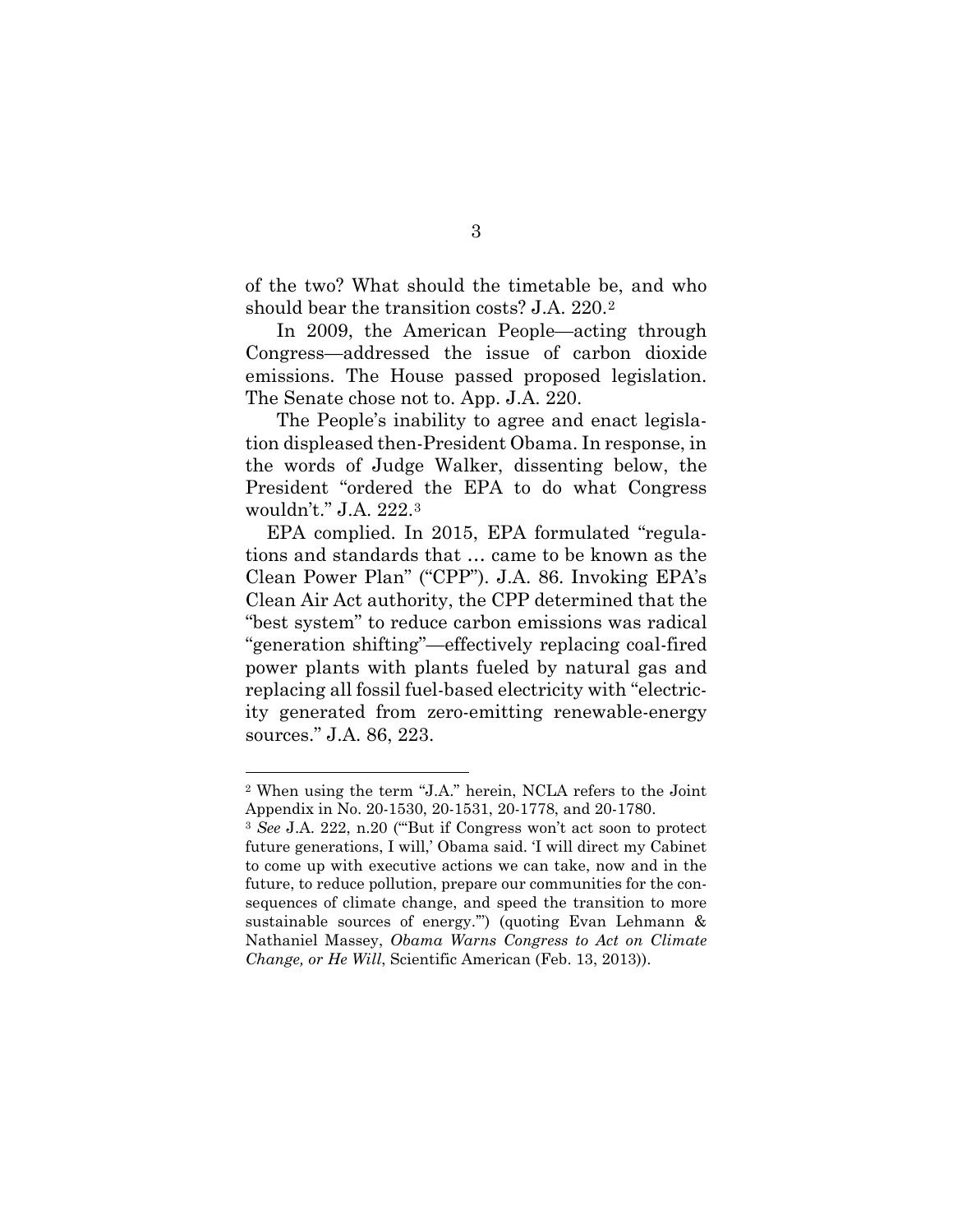of the two? What should the timetable be, and who should bear the transition costs? J.A. 220.[2]

In 2009, the American People—acting through Congress—addressed the issue of carbon dioxide emissions. The House passed proposed legislation. The Senate chose not to. App. J.A. 220.

The People's inability to agree and enact legislation displeased then-President Obama. In response, in the words of Judge Walker, dissenting below, the President "ordered the EPA to do what Congress wouldn't." J.A. 222.[3]

EPA complied. In 2015, EPA formulated "regulations and standards that … came to be known as the Clean Power Plan" ("CPP"). J.A. 86. Invoking EPA's Clean Air Act authority, the CPP determined that the "best system" to reduce carbon emissions was radical "generation shifting"—effectively replacing coal-fired power plants with plants fueled by natural gas and replacing all fossil fuel-based electricity with "electricity generated from zero-emitting renewable-energy sources." J.A. 86, 223.

---

[2] When using the term "J.A." herein, NCLA refers to the Joint Appendix in No. 20-1530, 20-1531, 20-1778, and 20-1780.

[3] *See* J.A. 222, n.20 ("'But if Congress won't act soon to protect future generations, I will,' Obama said. 'I will direct my Cabinet to come up with executive actions we can take, now and in the future, to reduce pollution, prepare our communities for the consequences of climate change, and speed the transition to more sustainable sources of energy.'") (quoting Evan Lehmann & Nathaniel Massey, *Obama Warns Congress to Act on Climate Change, or He Will*, Scientific American (Feb. 13, 2013)).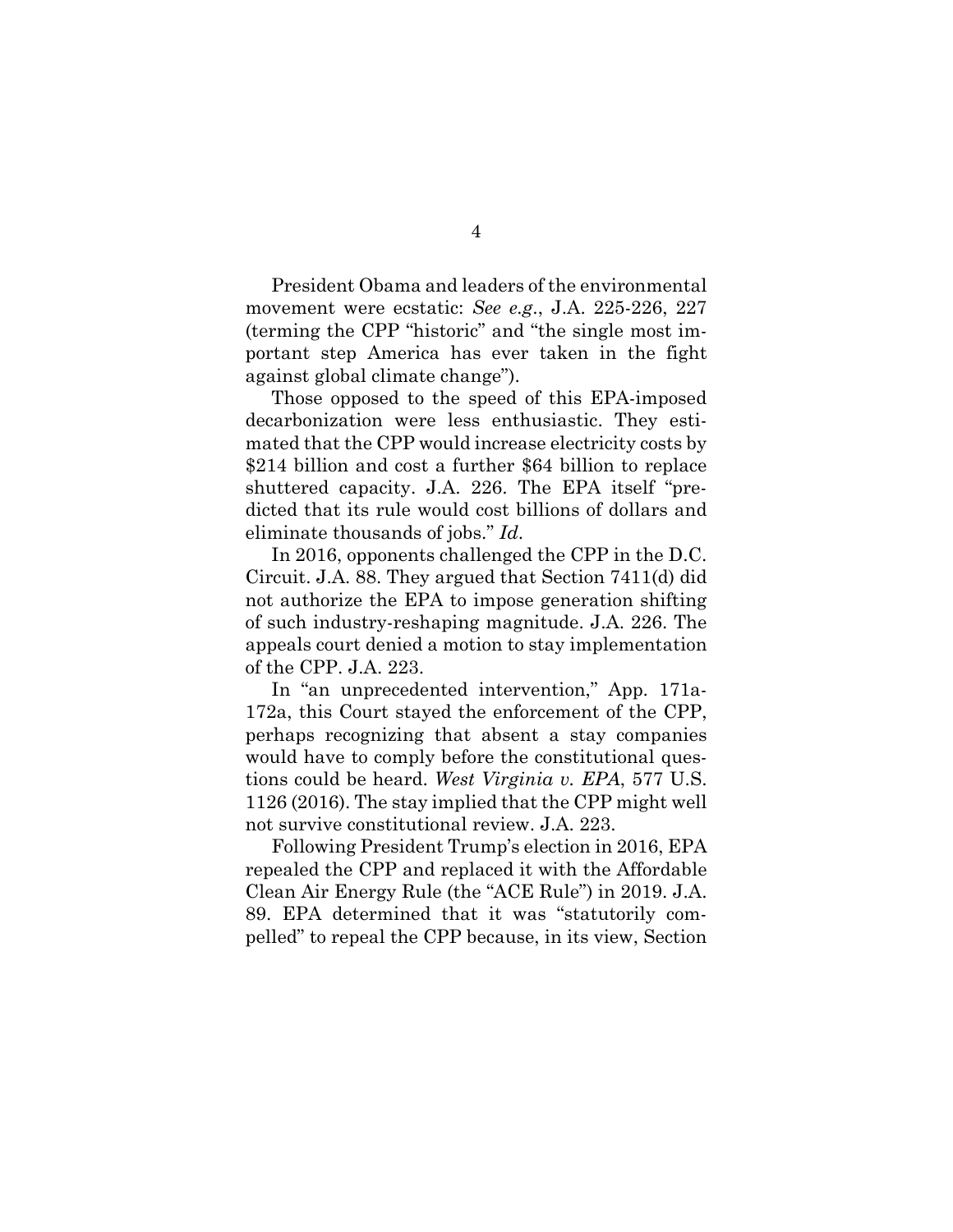President Obama and leaders of the environmental movement were ecstatic: *See e.g.*, J.A. 225-226, 227 (terming the CPP "historic" and "the single most important step America has ever taken in the fight against global climate change").

Those opposed to the speed of this EPA-imposed decarbonization were less enthusiastic. They estimated that the CPP would increase electricity costs by $214 billion and cost a further $64 billion to replace shuttered capacity. J.A. 226. The EPA itself "predicted that its rule would cost billions of dollars and eliminate thousands of jobs." *Id.*

In 2016, opponents challenged the CPP in the D.C. Circuit. J.A. 88. They argued that Section 7411(d) did not authorize the EPA to impose generation shifting of such industry-reshaping magnitude. J.A. 226. The appeals court denied a motion to stay implementation of the CPP. J.A. 223.

In "an unprecedented intervention," App. 171a-172a, this Court stayed the enforcement of the CPP, perhaps recognizing that absent a stay companies would have to comply before the constitutional questions could be heard. *West Virginia v. EPA*, 577 U.S. 1126 (2016). The stay implied that the CPP might well not survive constitutional review. J.A. 223.

Following President Trump's election in 2016, EPA repealed the CPP and replaced it with the Affordable Clean Air Energy Rule (the "ACE Rule") in 2019. J.A. 89. EPA determined that it was "statutorily compelled" to repeal the CPP because, in its view, Section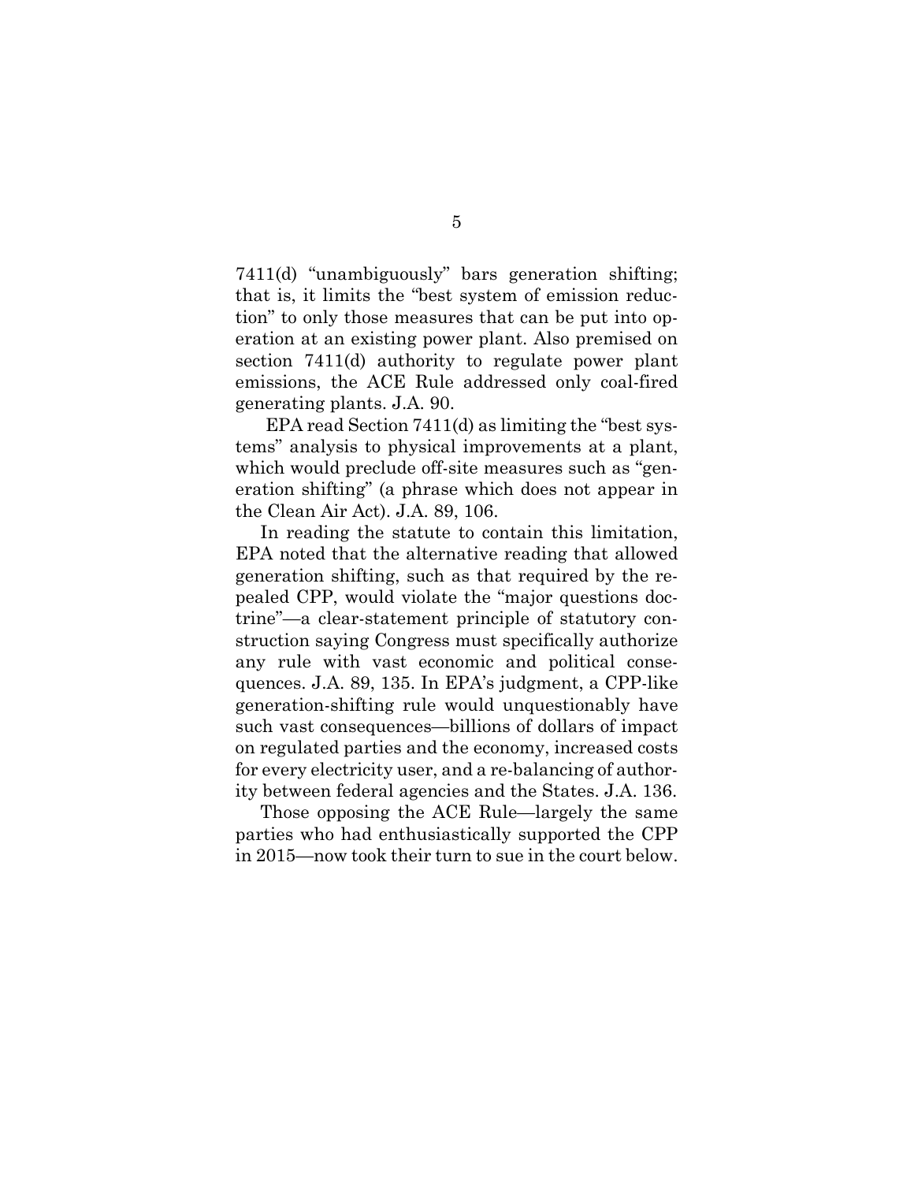7411(d) "unambiguously" bars generation shifting; that is, it limits the "best system of emission reduction" to only those measures that can be put into operation at an existing power plant. Also premised on section 7411(d) authority to regulate power plant emissions, the ACE Rule addressed only coal-fired generating plants. J.A. 90.

EPA read Section 7411(d) as limiting the "best systems" analysis to physical improvements at a plant, which would preclude off-site measures such as "generation shifting" (a phrase which does not appear in the Clean Air Act). J.A. 89, 106.

In reading the statute to contain this limitation, EPA noted that the alternative reading that allowed generation shifting, such as that required by the repealed CPP, would violate the "major questions doctrine"—a clear-statement principle of statutory construction saying Congress must specifically authorize any rule with vast economic and political consequences. J.A. 89, 135. In EPA's judgment, a CPP-like generation-shifting rule would unquestionably have such vast consequences—billions of dollars of impact on regulated parties and the economy, increased costs for every electricity user, and a re-balancing of authority between federal agencies and the States. J.A. 136.

Those opposing the ACE Rule—largely the same parties who had enthusiastically supported the CPP in 2015—now took their turn to sue in the court below.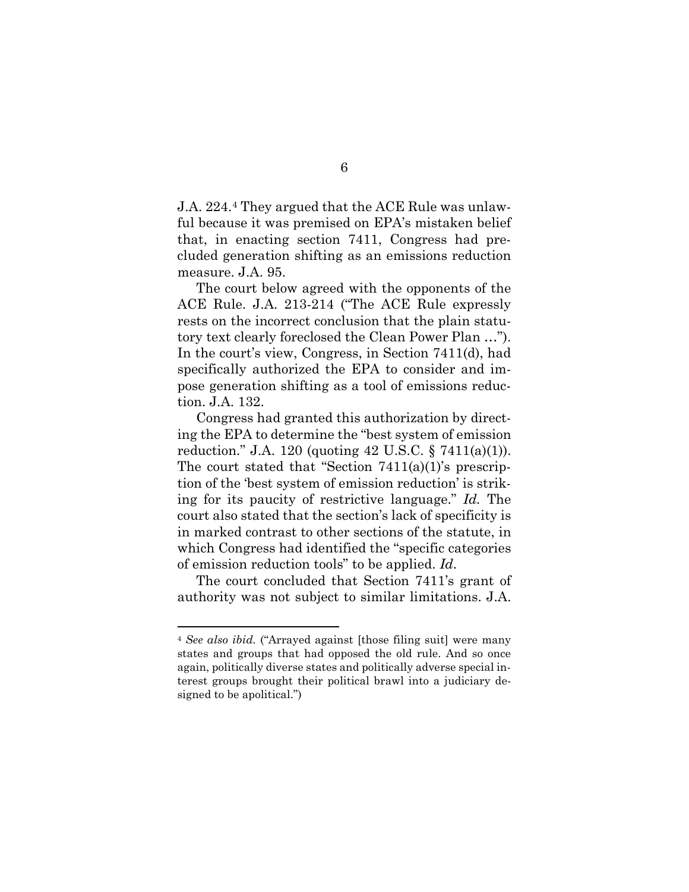J.A. 224.[4] They argued that the ACE Rule was unlawful because it was premised on EPA's mistaken belief that, in enacting section 7411, Congress had precluded generation shifting as an emissions reduction measure. J.A. 95.

The court below agreed with the opponents of the ACE Rule. J.A. 213-214 ("The ACE Rule expressly rests on the incorrect conclusion that the plain statutory text clearly foreclosed the Clean Power Plan …"). In the court's view, Congress, in Section 7411(d), had specifically authorized the EPA to consider and impose generation shifting as a tool of emissions reduction. J.A. 132.

Congress had granted this authorization by directing the EPA to determine the "best system of emission reduction." J.A. 120 (quoting 42 U.S.C. § 7411(a)(1)). The court stated that "Section 7411(a)(1)'s prescription of the 'best system of emission reduction' is striking for its paucity of restrictive language." *Id.* The court also stated that the section's lack of specificity is in marked contrast to other sections of the statute, in which Congress had identified the "specific categories of emission reduction tools" to be applied. *Id*.

The court concluded that Section 7411's grant of authority was not subject to similar limitations. J.A.

---

[4] *See also ibid.* ("Arrayed against [those filing suit] were many states and groups that had opposed the old rule. And so once again, politically diverse states and politically adverse special interest groups brought their political brawl into a judiciary designed to be apolitical.")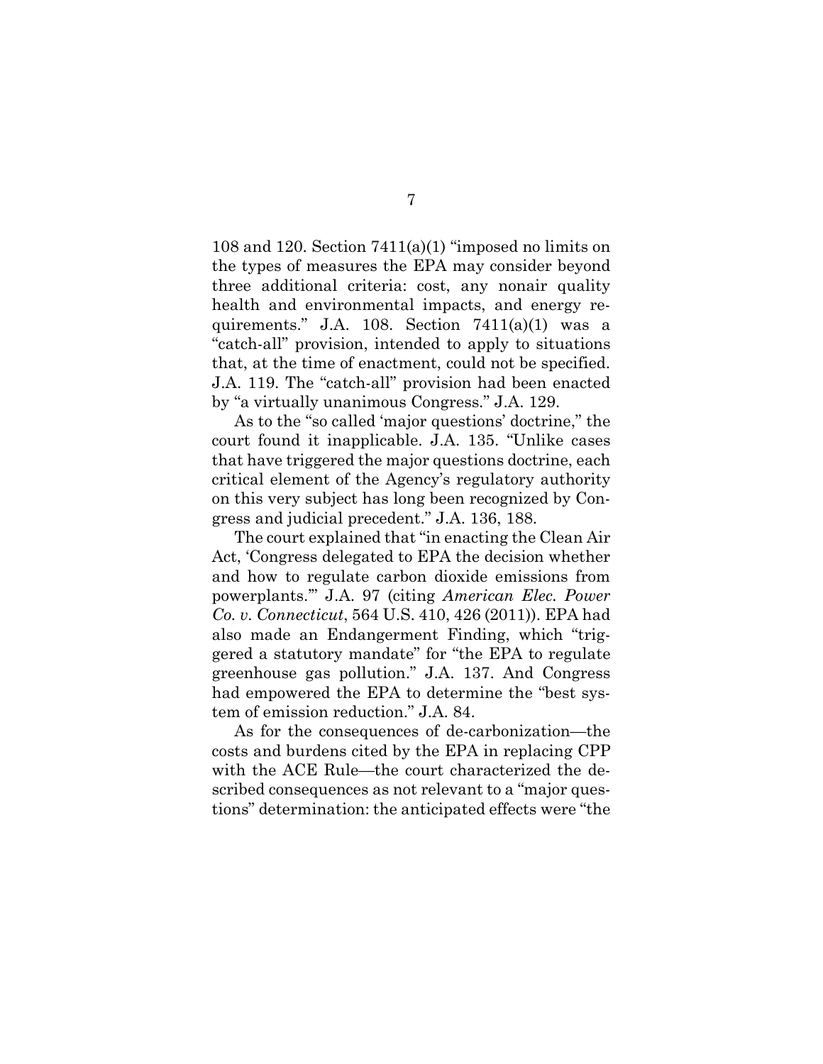108 and 120. Section 7411(a)(1) "imposed no limits on the types of measures the EPA may consider beyond three additional criteria: cost, any nonair quality health and environmental impacts, and energy requirements." J.A. 108. Section 7411(a)(1) was a "catch-all" provision, intended to apply to situations that, at the time of enactment, could not be specified. J.A. 119. The "catch-all" provision had been enacted by "a virtually unanimous Congress." J.A. 129.

As to the "so called 'major questions' doctrine," the court found it inapplicable. J.A. 135. "Unlike cases that have triggered the major questions doctrine, each critical element of the Agency's regulatory authority on this very subject has long been recognized by Congress and judicial precedent." J.A. 136, 188.

The court explained that "in enacting the Clean Air Act, 'Congress delegated to EPA the decision whether and how to regulate carbon dioxide emissions from powerplants.'" J.A. 97 (citing *American Elec. Power Co. v. Connecticut*, 564 U.S. 410, 426 (2011)). EPA had also made an Endangerment Finding, which "triggered a statutory mandate" for "the EPA to regulate greenhouse gas pollution." J.A. 137. And Congress had empowered the EPA to determine the "best system of emission reduction." J.A. 84.

As for the consequences of de-carbonization—the costs and burdens cited by the EPA in replacing CPP with the ACE Rule—the court characterized the described consequences as not relevant to a "major questions" determination: the anticipated effects were "the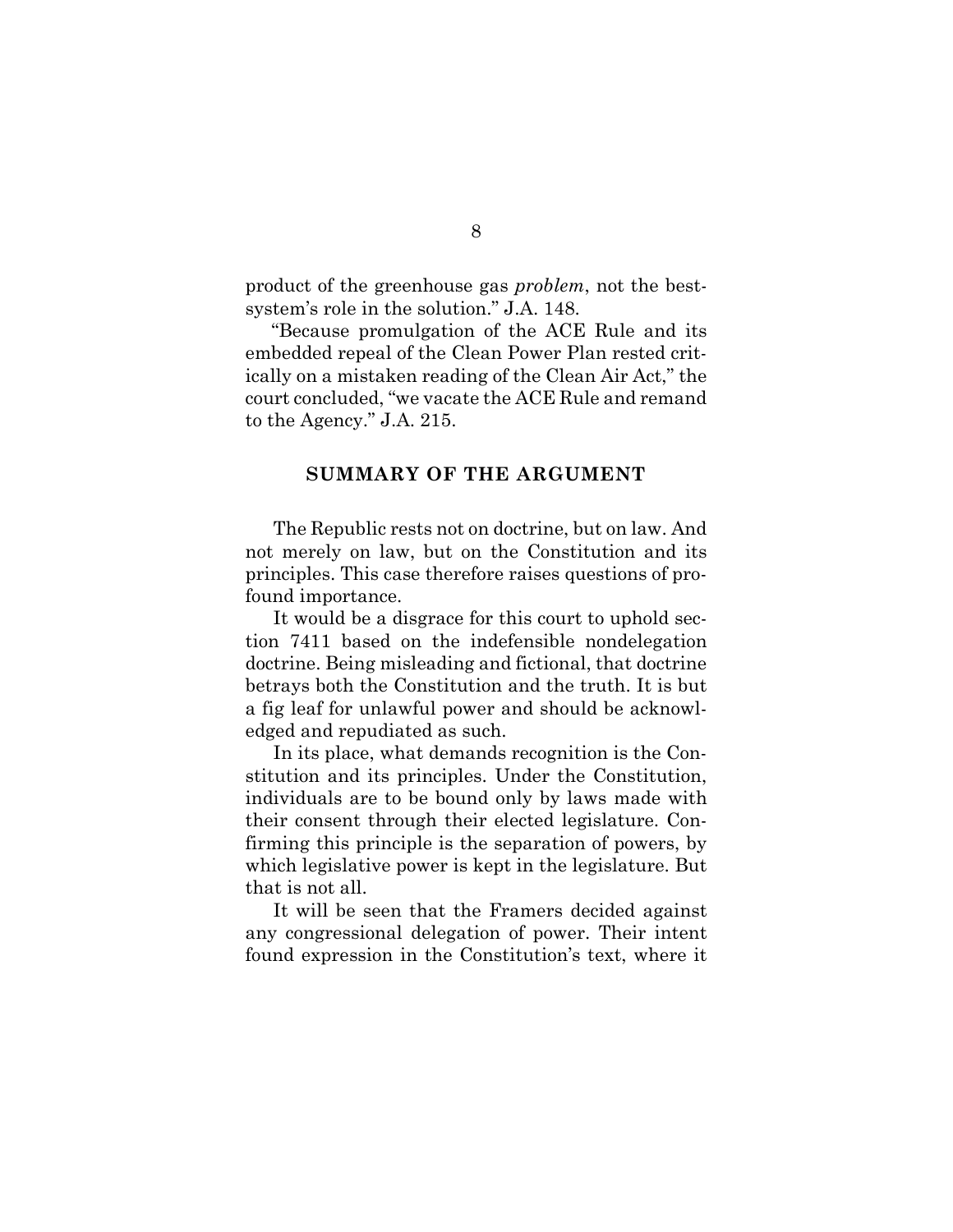product of the greenhouse gas *problem*, not the best-system's role in the solution." J.A. 148.

"Because promulgation of the ACE Rule and its embedded repeal of the Clean Power Plan rested critically on a mistaken reading of the Clean Air Act," the court concluded, "we vacate the ACE Rule and remand to the Agency." J.A. 215.

## SUMMARY OF THE ARGUMENT

The Republic rests not on doctrine, but on law. And not merely on law, but on the Constitution and its principles. This case therefore raises questions of profound importance.

It would be a disgrace for this court to uphold section 7411 based on the indefensible nondelegation doctrine. Being misleading and fictional, that doctrine betrays both the Constitution and the truth. It is but a fig leaf for unlawful power and should be acknowledged and repudiated as such.

In its place, what demands recognition is the Constitution and its principles. Under the Constitution, individuals are to be bound only by laws made with their consent through their elected legislature. Confirming this principle is the separation of powers, by which legislative power is kept in the legislature. But that is not all.

It will be seen that the Framers decided against any congressional delegation of power. Their intent found expression in the Constitution's text, where it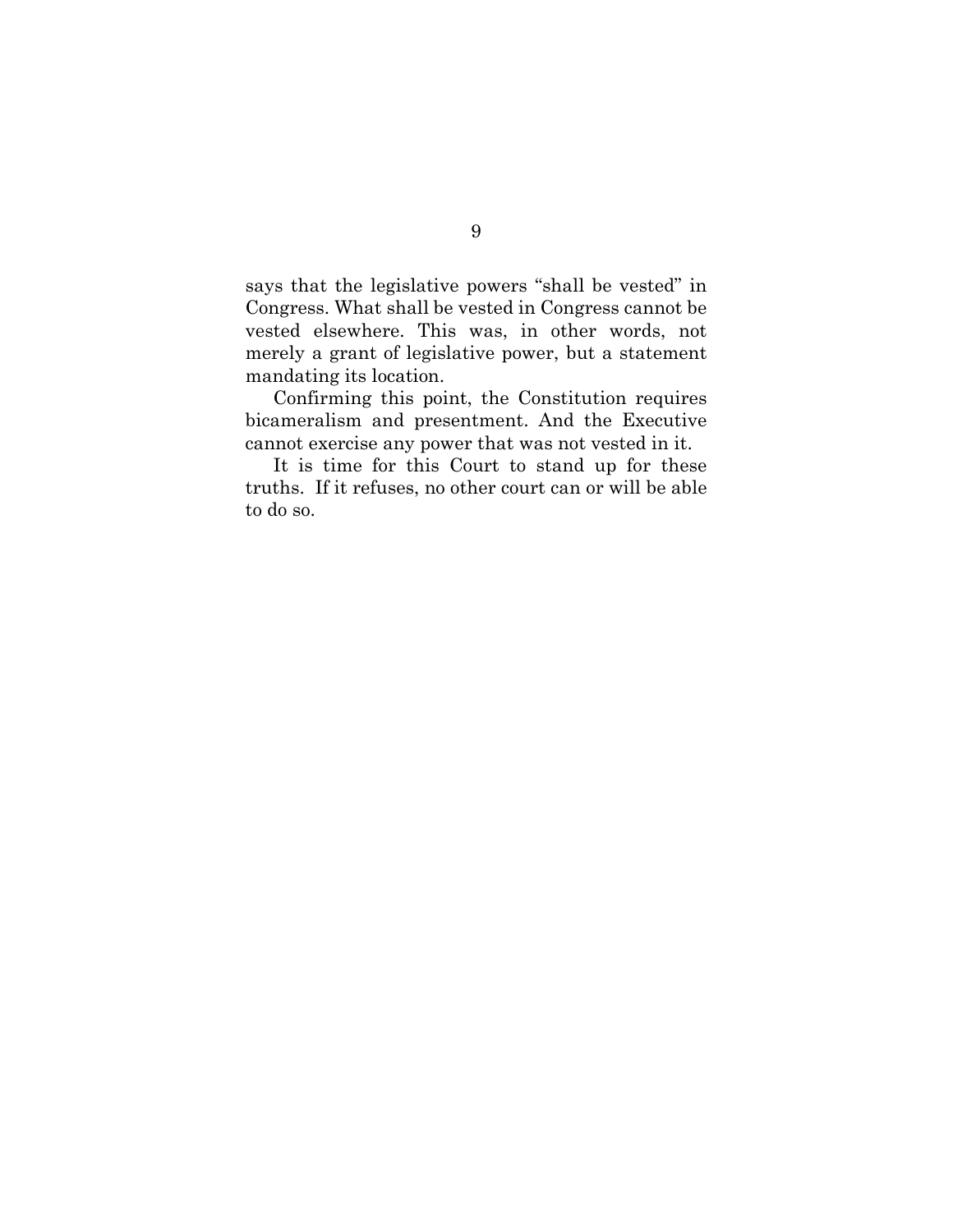says that the legislative powers "shall be vested" in Congress. What shall be vested in Congress cannot be vested elsewhere. This was, in other words, not merely a grant of legislative power, but a statement mandating its location.

Confirming this point, the Constitution requires bicameralism and presentment. And the Executive cannot exercise any power that was not vested in it.

It is time for this Court to stand up for these truths. If it refuses, no other court can or will be able to do so.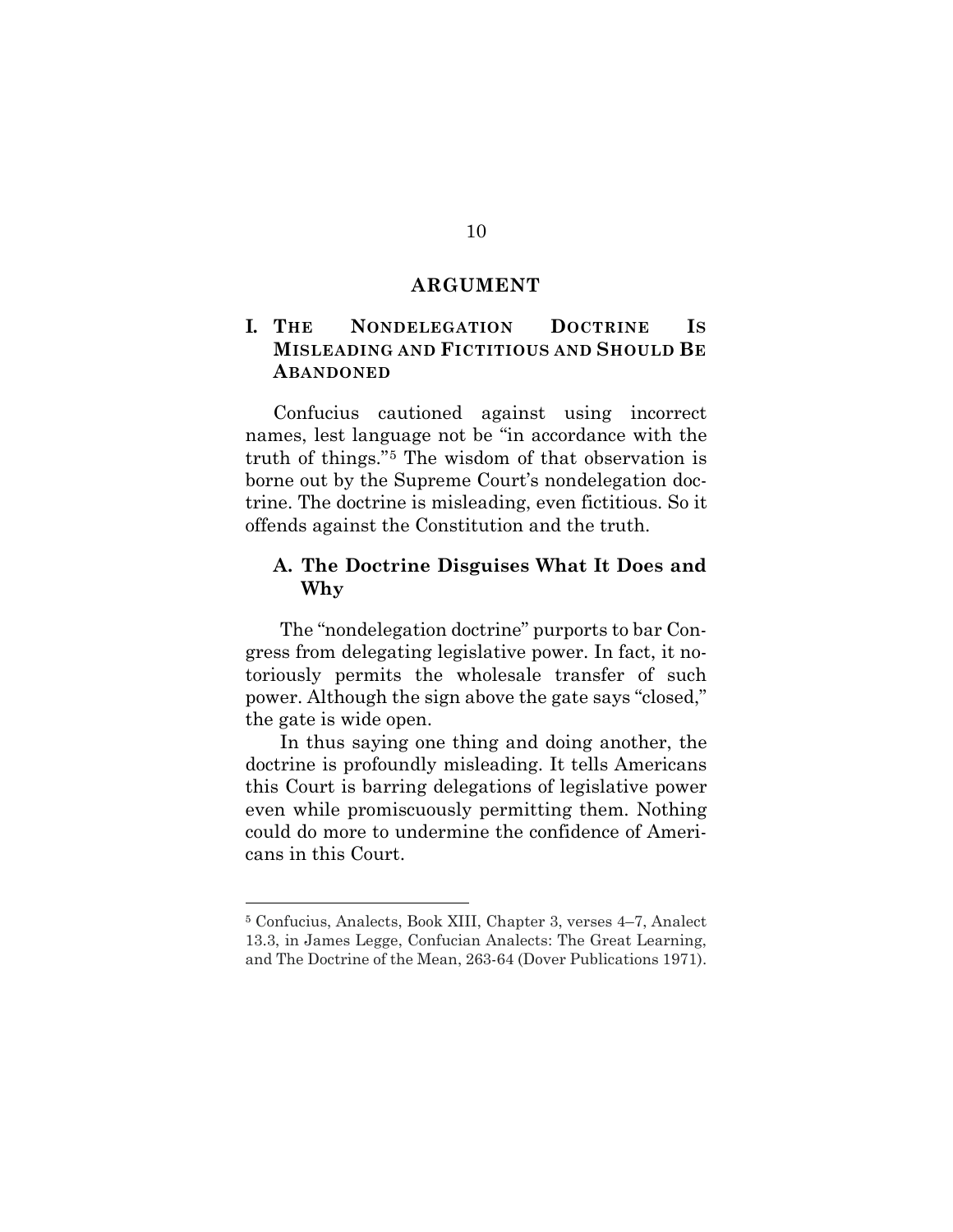# ARGUMENT

## I. The Nondelegation Doctrine Is Misleading and Fictitious and Should Be Abandoned

Confucius cautioned against using incorrect names, lest language not be "in accordance with the truth of things."[5] The wisdom of that observation is borne out by the Supreme Court's nondelegation doctrine. The doctrine is misleading, even fictitious. So it offends against the Constitution and the truth.

### A. The Doctrine Disguises What It Does and Why

The "nondelegation doctrine" purports to bar Congress from delegating legislative power. In fact, it notoriously permits the wholesale transfer of such power. Although the sign above the gate says "closed," the gate is wide open.

In thus saying one thing and doing another, the doctrine is profoundly misleading. It tells Americans this Court is barring delegations of legislative power even while promiscuously permitting them. Nothing could do more to undermine the confidence of Americans in this Court.

---

[5] Confucius, Analects, Book XIII, Chapter 3, verses 4–7, Analect 13.3, in James Legge, Confucian Analects: The Great Learning, and The Doctrine of the Mean, 263-64 (Dover Publications 1971).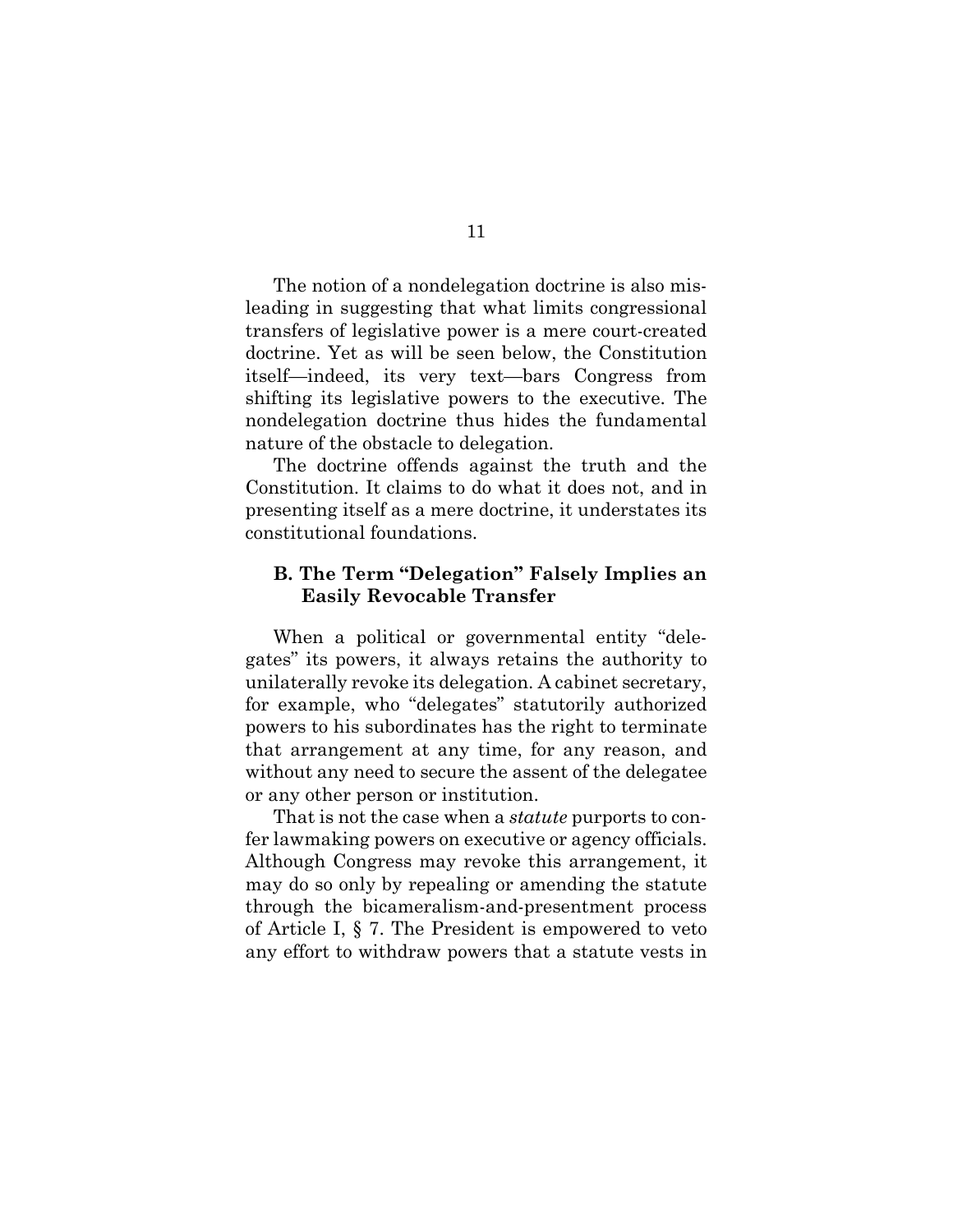The notion of a nondelegation doctrine is also misleading in suggesting that what limits congressional transfers of legislative power is a mere court-created doctrine. Yet as will be seen below, the Constitution itself—indeed, its very text—bars Congress from shifting its legislative powers to the executive. The nondelegation doctrine thus hides the fundamental nature of the obstacle to delegation.

The doctrine offends against the truth and the Constitution. It claims to do what it does not, and in presenting itself as a mere doctrine, it understates its constitutional foundations.

### B. The Term "Delegation" Falsely Implies an Easily Revocable Transfer

When a political or governmental entity "delegates" its powers, it always retains the authority to unilaterally revoke its delegation. A cabinet secretary, for example, who "delegates" statutorily authorized powers to his subordinates has the right to terminate that arrangement at any time, for any reason, and without any need to secure the assent of the delegatee or any other person or institution.

That is not the case when a *statute* purports to confer lawmaking powers on executive or agency officials. Although Congress may revoke this arrangement, it may do so only by repealing or amending the statute through the bicameralism-and-presentment process of Article I, § 7. The President is empowered to veto any effort to withdraw powers that a statute vests in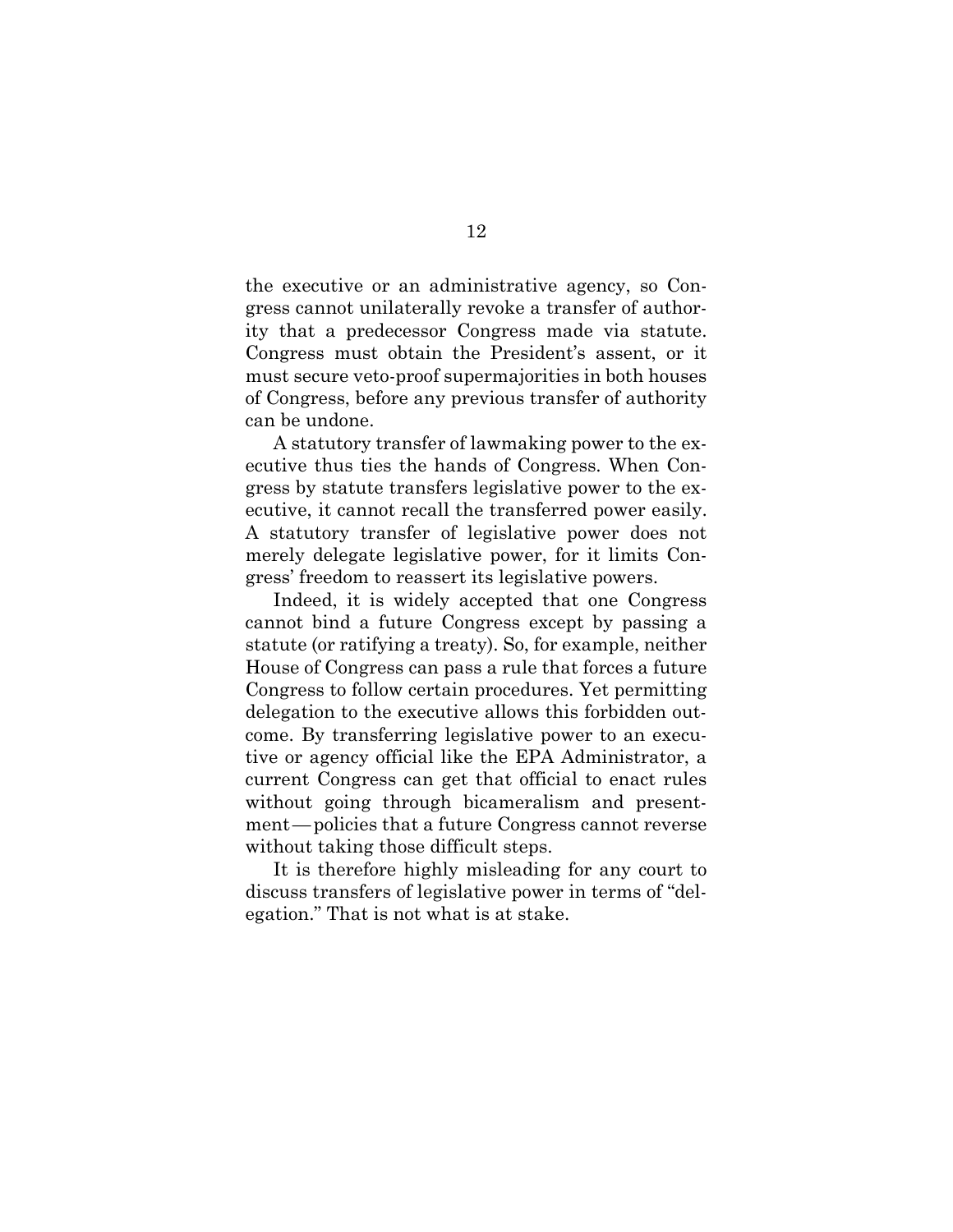the executive or an administrative agency, so Congress cannot unilaterally revoke a transfer of authority that a predecessor Congress made via statute. Congress must obtain the President's assent, or it must secure veto-proof supermajorities in both houses of Congress, before any previous transfer of authority can be undone.

A statutory transfer of lawmaking power to the executive thus ties the hands of Congress. When Congress by statute transfers legislative power to the executive, it cannot recall the transferred power easily. A statutory transfer of legislative power does not merely delegate legislative power, for it limits Congress' freedom to reassert its legislative powers.

Indeed, it is widely accepted that one Congress cannot bind a future Congress except by passing a statute (or ratifying a treaty). So, for example, neither House of Congress can pass a rule that forces a future Congress to follow certain procedures. Yet permitting delegation to the executive allows this forbidden outcome. By transferring legislative power to an executive or agency official like the EPA Administrator, a current Congress can get that official to enact rules without going through bicameralism and presentment — policies that a future Congress cannot reverse without taking those difficult steps.

It is therefore highly misleading for any court to discuss transfers of legislative power in terms of "delegation." That is not what is at stake.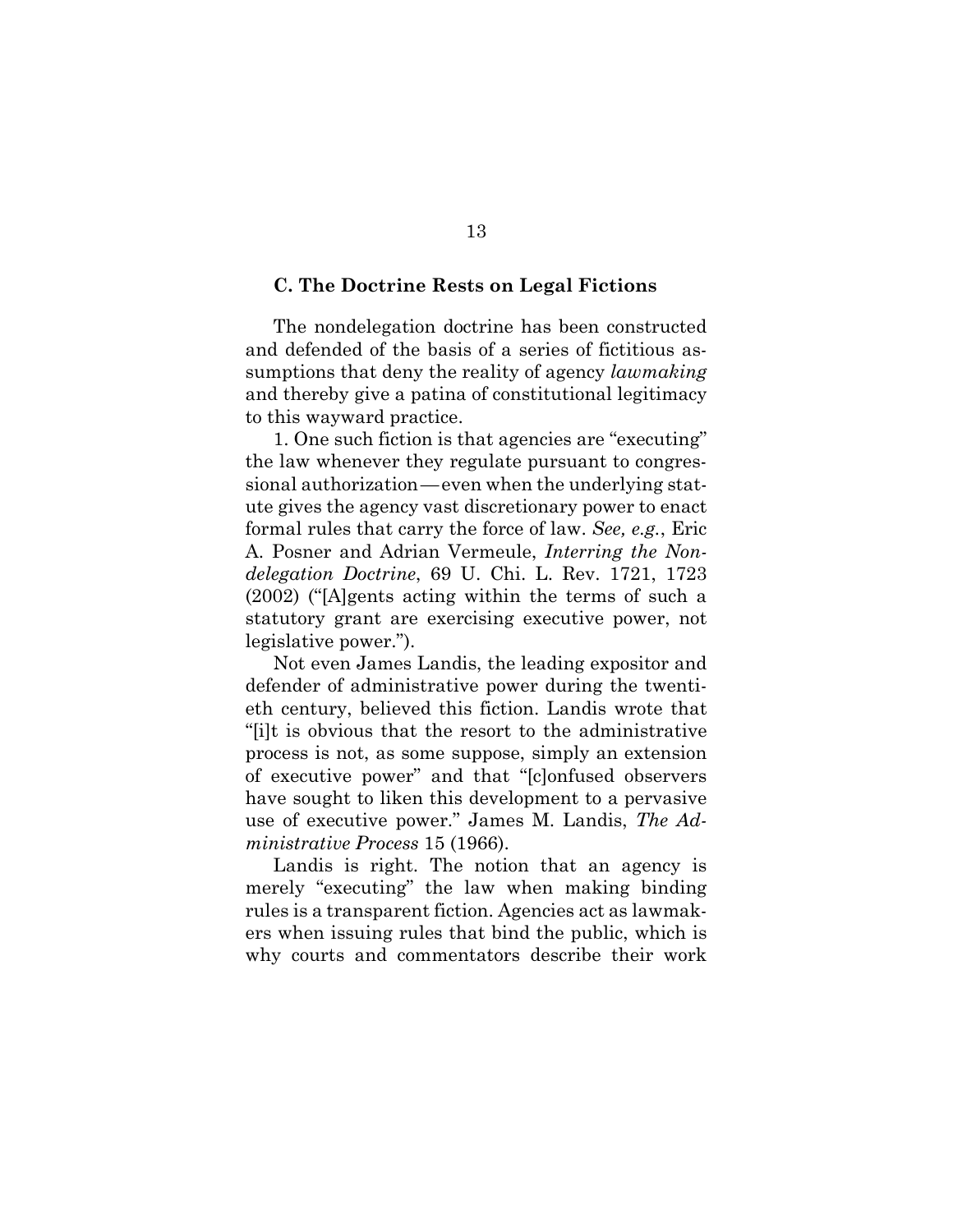### C. The Doctrine Rests on Legal Fictions

The nondelegation doctrine has been constructed and defended of the basis of a series of fictitious assumptions that deny the reality of agency *lawmaking* and thereby give a patina of constitutional legitimacy to this wayward practice.

1. One such fiction is that agencies are "executing" the law whenever they regulate pursuant to congressional authorization — even when the underlying statute gives the agency vast discretionary power to enact formal rules that carry the force of law. *See, e.g.*, Eric A. Posner and Adrian Vermeule, *Interring the Nondelegation Doctrine*, 69 U. Chi. L. Rev. 1721, 1723 (2002) ("[A]gents acting within the terms of such a statutory grant are exercising executive power, not legislative power.").

Not even James Landis, the leading expositor and defender of administrative power during the twentieth century, believed this fiction. Landis wrote that "[i]t is obvious that the resort to the administrative process is not, as some suppose, simply an extension of executive power" and that "[c]onfused observers have sought to liken this development to a pervasive use of executive power." James M. Landis, *The Administrative Process* 15 (1966).

Landis is right. The notion that an agency is merely "executing" the law when making binding rules is a transparent fiction. Agencies act as lawmakers when issuing rules that bind the public, which is why courts and commentators describe their work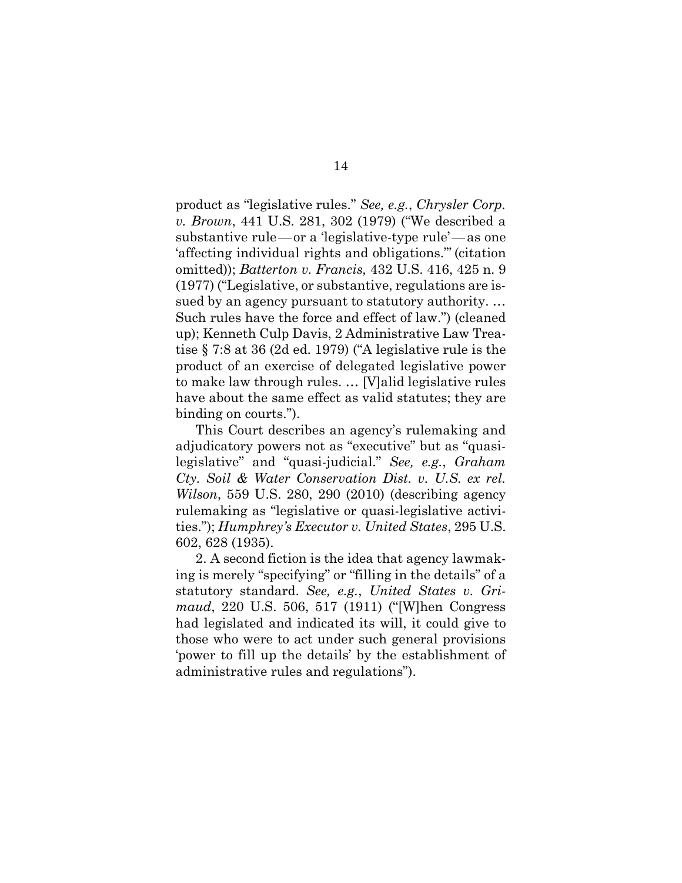product as "legislative rules." *See, e.g.*, *Chrysler Corp. v. Brown*, 441 U.S. 281, 302 (1979) ("We described a substantive rule—or a 'legislative-type rule'—as one 'affecting individual rights and obligations.'" (citation omitted)); *Batterton v. Francis,* 432 U.S. 416, 425 n. 9 (1977) ("Legislative, or substantive, regulations are issued by an agency pursuant to statutory authority. … Such rules have the force and effect of law.") (cleaned up); Kenneth Culp Davis, 2 Administrative Law Treatise § 7:8 at 36 (2d ed. 1979) ("A legislative rule is the product of an exercise of delegated legislative power to make law through rules. … [V]alid legislative rules have about the same effect as valid statutes; they are binding on courts.").

This Court describes an agency's rulemaking and adjudicatory powers not as "executive" but as "quasi-legislative" and "quasi-judicial." *See, e.g.*, *Graham Cty. Soil & Water Conservation Dist. v. U.S. ex rel. Wilson*, 559 U.S. 280, 290 (2010) (describing agency rulemaking as "legislative or quasi-legislative activities."); *Humphrey's Executor v. United States*, 295 U.S. 602, 628 (1935).

2. A second fiction is the idea that agency lawmaking is merely "specifying" or "filling in the details" of a statutory standard. *See, e.g.*, *United States v. Grimaud*, 220 U.S. 506, 517 (1911) ("[W]hen Congress had legislated and indicated its will, it could give to those who were to act under such general provisions 'power to fill up the details' by the establishment of administrative rules and regulations").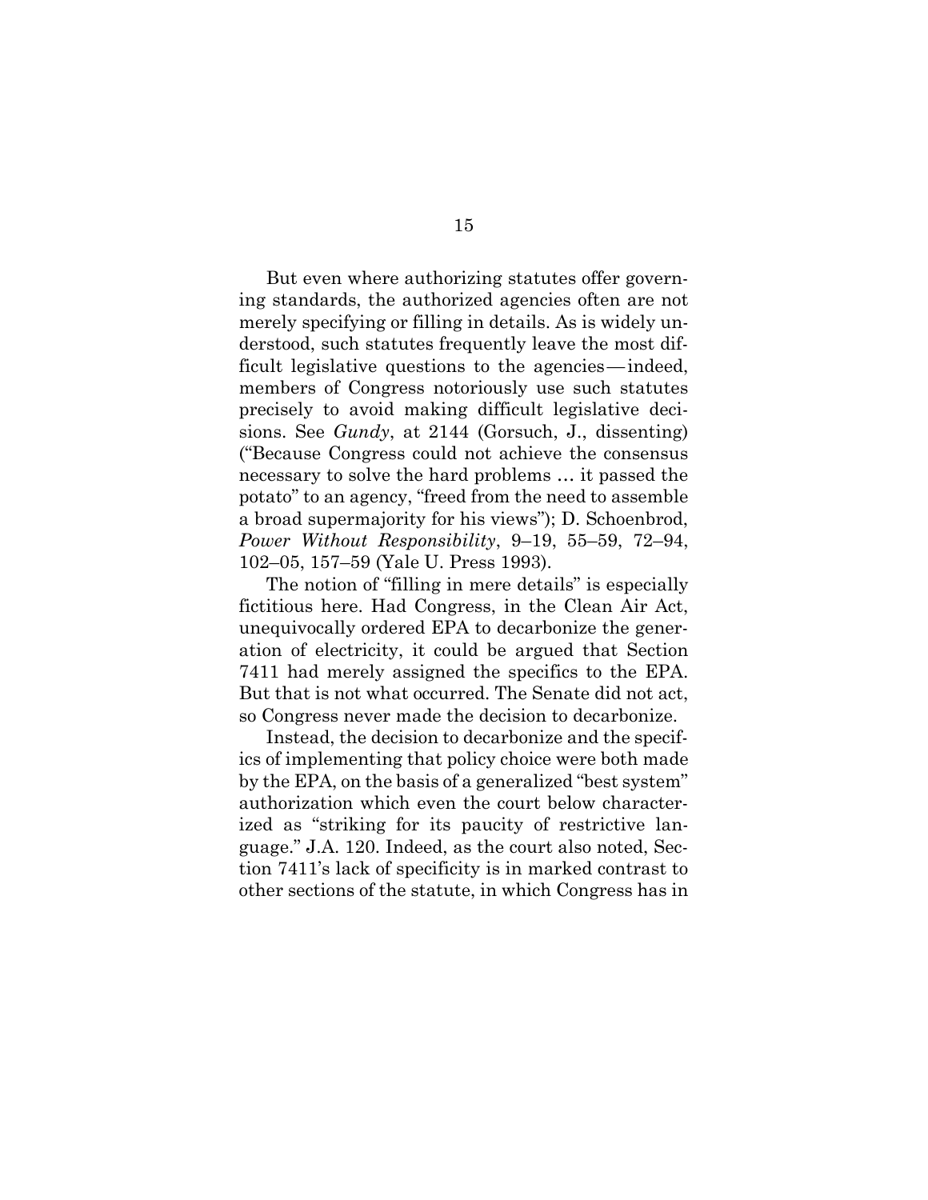But even where authorizing statutes offer governing standards, the authorized agencies often are not merely specifying or filling in details. As is widely understood, such statutes frequently leave the most difficult legislative questions to the agencies—indeed, members of Congress notoriously use such statutes precisely to avoid making difficult legislative decisions. See *Gundy*, at 2144 (Gorsuch, J., dissenting) ("Because Congress could not achieve the consensus necessary to solve the hard problems … it passed the potato" to an agency, "freed from the need to assemble a broad supermajority for his views"); D. Schoenbrod, *Power Without Responsibility*, 9–19, 55–59, 72–94, 102–05, 157–59 (Yale U. Press 1993).

The notion of "filling in mere details" is especially fictitious here. Had Congress, in the Clean Air Act, unequivocally ordered EPA to decarbonize the generation of electricity, it could be argued that Section 7411 had merely assigned the specifics to the EPA. But that is not what occurred. The Senate did not act, so Congress never made the decision to decarbonize.

Instead, the decision to decarbonize and the specifics of implementing that policy choice were both made by the EPA, on the basis of a generalized "best system" authorization which even the court below characterized as "striking for its paucity of restrictive language." J.A. 120. Indeed, as the court also noted, Section 7411's lack of specificity is in marked contrast to other sections of the statute, in which Congress has in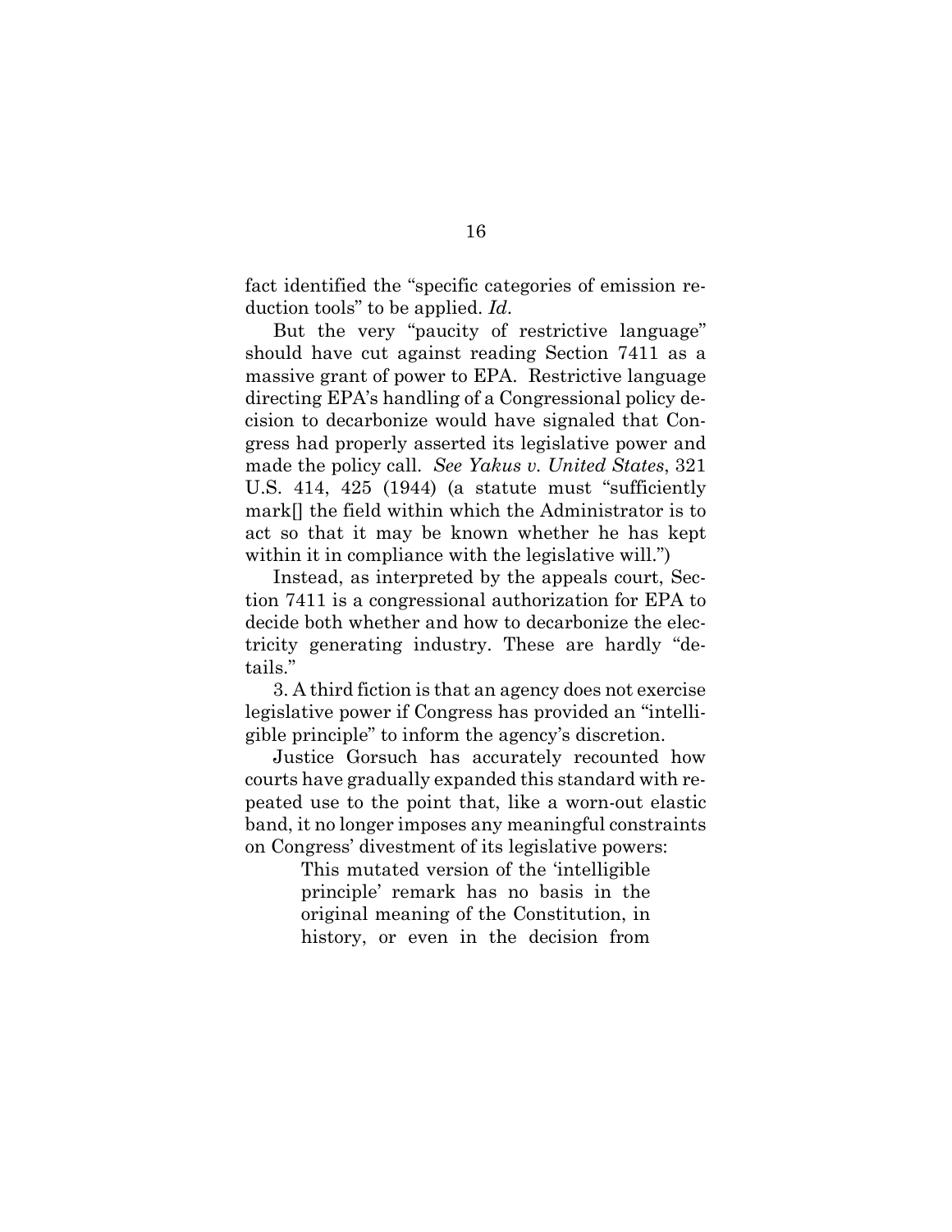fact identified the "specific categories of emission reduction tools" to be applied. *Id*.

But the very "paucity of restrictive language" should have cut against reading Section 7411 as a massive grant of power to EPA. Restrictive language directing EPA's handling of a Congressional policy decision to decarbonize would have signaled that Congress had properly asserted its legislative power and made the policy call. *See Yakus v. United States*, 321 U.S. 414, 425 (1944) (a statute must "sufficiently mark[] the field within which the Administrator is to act so that it may be known whether he has kept within it in compliance with the legislative will.")

Instead, as interpreted by the appeals court, Section 7411 is a congressional authorization for EPA to decide both whether and how to decarbonize the electricity generating industry. These are hardly "details."

3. A third fiction is that an agency does not exercise legislative power if Congress has provided an "intelligible principle" to inform the agency's discretion.

Justice Gorsuch has accurately recounted how courts have gradually expanded this standard with repeated use to the point that, like a worn-out elastic band, it no longer imposes any meaningful constraints on Congress' divestment of its legislative powers:

> This mutated version of the 'intelligible principle' remark has no basis in the original meaning of the Constitution, in history, or even in the decision from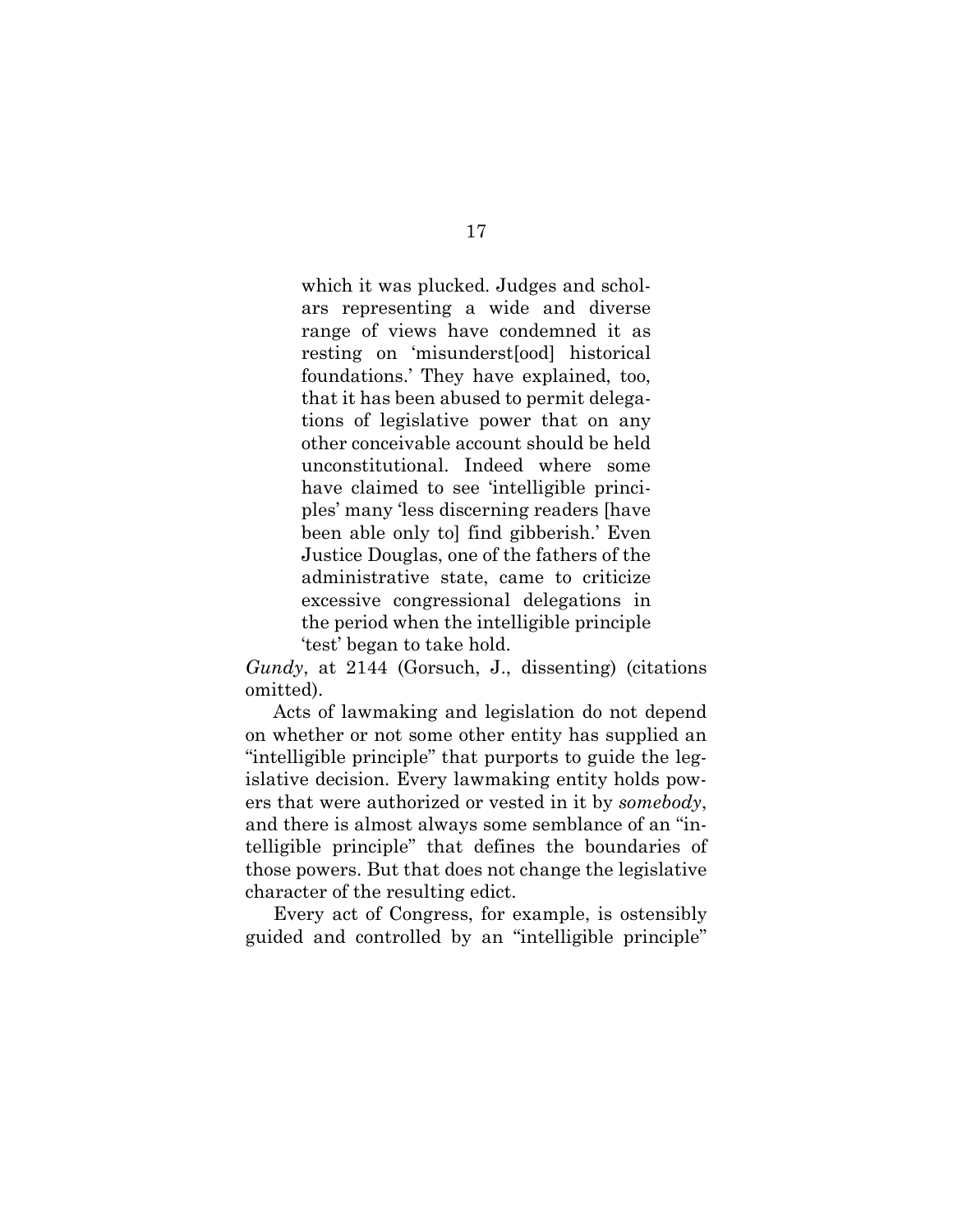> which it was plucked. Judges and scholars representing a wide and diverse range of views have condemned it as resting on 'misunderst[ood] historical foundations.' They have explained, too, that it has been abused to permit delegations of legislative power that on any other conceivable account should be held unconstitutional. Indeed where some have claimed to see 'intelligible principles' many 'less discerning readers [have been able only to] find gibberish.' Even Justice Douglas, one of the fathers of the administrative state, came to criticize excessive congressional delegations in the period when the intelligible principle 'test' began to take hold.

*Gundy*, at 2144 (Gorsuch, J., dissenting) (citations omitted).

Acts of lawmaking and legislation do not depend on whether or not some other entity has supplied an "intelligible principle" that purports to guide the legislative decision. Every lawmaking entity holds powers that were authorized or vested in it by *somebody*, and there is almost always some semblance of an "intelligible principle" that defines the boundaries of those powers. But that does not change the legislative character of the resulting edict.

Every act of Congress, for example, is ostensibly guided and controlled by an "intelligible principle"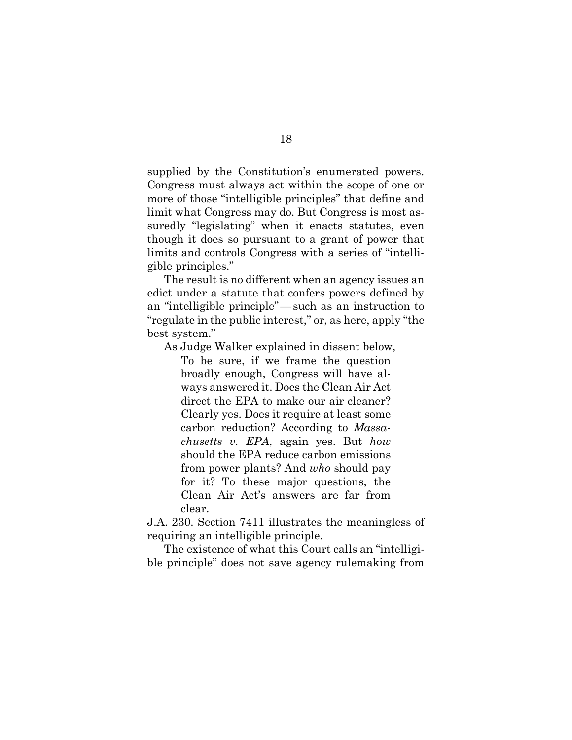supplied by the Constitution's enumerated powers. Congress must always act within the scope of one or more of those "intelligible principles" that define and limit what Congress may do. But Congress is most assuredly "legislating" when it enacts statutes, even though it does so pursuant to a grant of power that limits and controls Congress with a series of "intelligible principles."

The result is no different when an agency issues an edict under a statute that confers powers defined by an "intelligible principle"—such as an instruction to "regulate in the public interest," or, as here, apply "the best system."

As Judge Walker explained in dissent below,

> To be sure, if we frame the question broadly enough, Congress will have always answered it. Does the Clean Air Act direct the EPA to make our air cleaner? Clearly yes. Does it require at least some carbon reduction? According to *Massachusetts v. EPA*, again yes. But *how* should the EPA reduce carbon emissions from power plants? And *who* should pay for it? To these major questions, the Clean Air Act's answers are far from clear.

J.A. 230. Section 7411 illustrates the meaningless of requiring an intelligible principle.

The existence of what this Court calls an "intelligible principle" does not save agency rulemaking from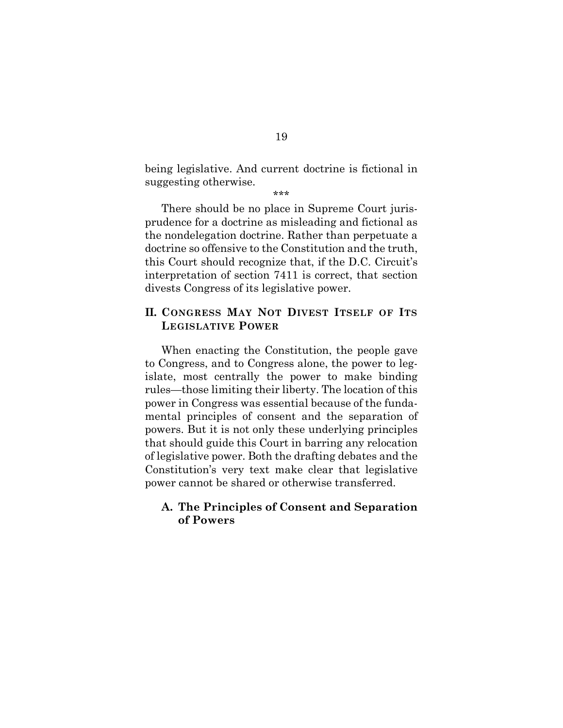being legislative. And current doctrine is fictional in suggesting otherwise.

\*\*\*

There should be no place in Supreme Court jurisprudence for a doctrine as misleading and fictional as the nondelegation doctrine. Rather than perpetuate a doctrine so offensive to the Constitution and the truth, this Court should recognize that, if the D.C. Circuit's interpretation of section 7411 is correct, that section divests Congress of its legislative power.

## II. CONGRESS MAY NOT DIVEST ITSELF OF ITS LEGISLATIVE POWER

When enacting the Constitution, the people gave to Congress, and to Congress alone, the power to legislate, most centrally the power to make binding rules—those limiting their liberty. The location of this power in Congress was essential because of the fundamental principles of consent and the separation of powers. But it is not only these underlying principles that should guide this Court in barring any relocation of legislative power. Both the drafting debates and the Constitution's very text make clear that legislative power cannot be shared or otherwise transferred.

### A. The Principles of Consent and Separation of Powers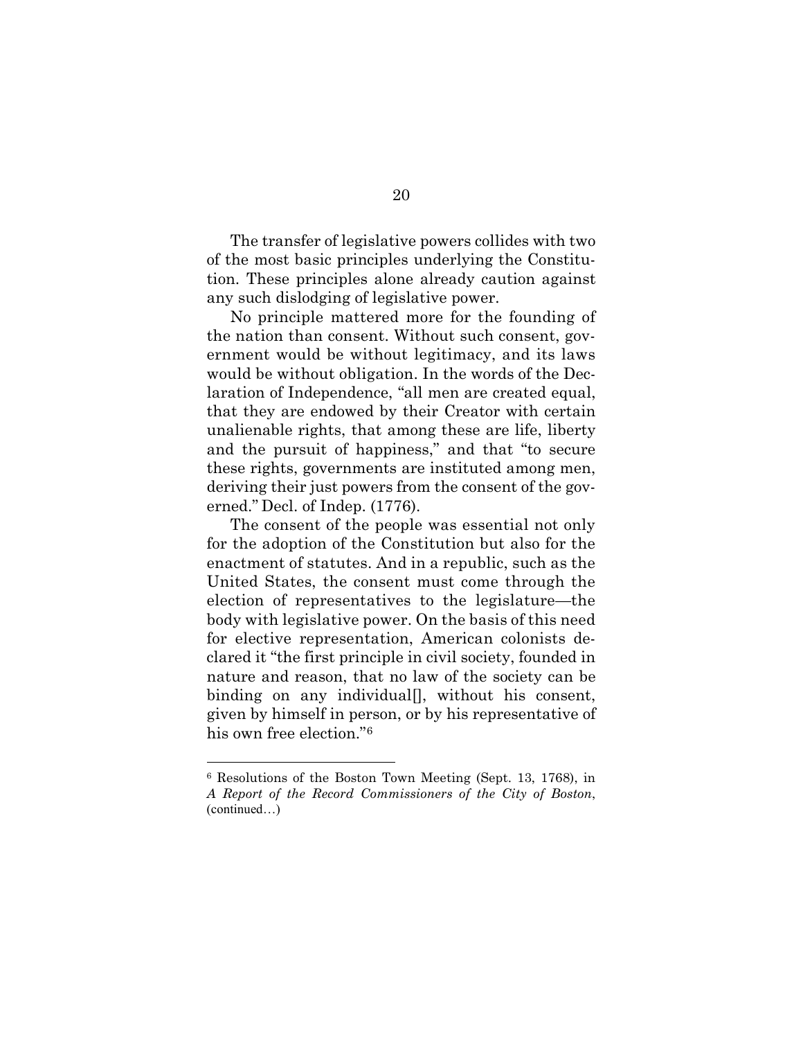The transfer of legislative powers collides with two of the most basic principles underlying the Constitution. These principles alone already caution against any such dislodging of legislative power.

No principle mattered more for the founding of the nation than consent. Without such consent, government would be without legitimacy, and its laws would be without obligation. In the words of the Declaration of Independence, "all men are created equal, that they are endowed by their Creator with certain unalienable rights, that among these are life, liberty and the pursuit of happiness," and that "to secure these rights, governments are instituted among men, deriving their just powers from the consent of the governed." Decl. of Indep. (1776).

The consent of the people was essential not only for the adoption of the Constitution but also for the enactment of statutes. And in a republic, such as the United States, the consent must come through the election of representatives to the legislature—the body with legislative power. On the basis of this need for elective representation, American colonists declared it "the first principle in civil society, founded in nature and reason, that no law of the society can be binding on any individual[], without his consent, given by himself in person, or by his representative of his own free election."[6]

---

[6] Resolutions of the Boston Town Meeting (Sept. 13, 1768), in *A Report of the Record Commissioners of the City of Boston*, (continued…)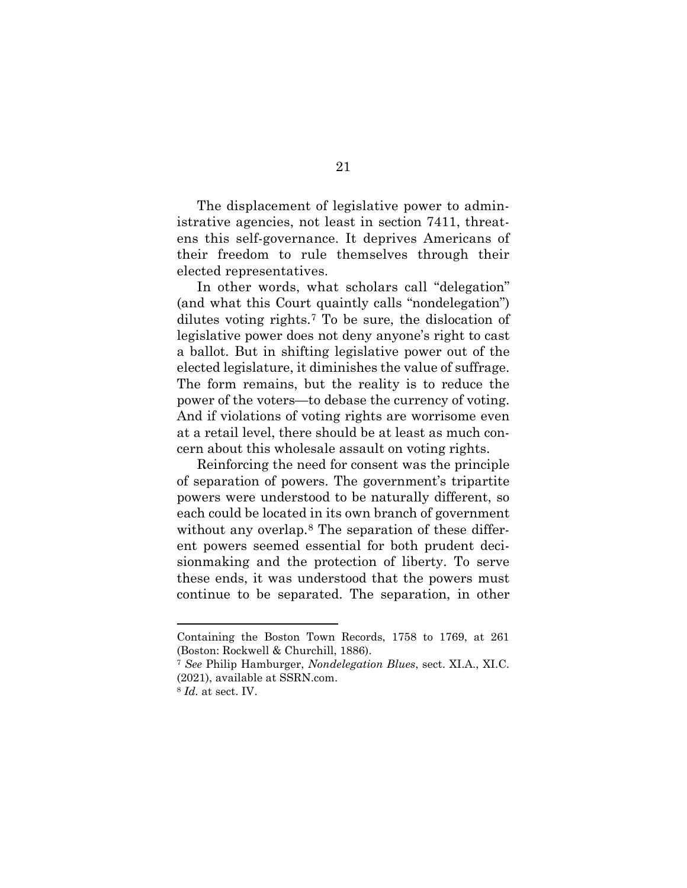The displacement of legislative power to administrative agencies, not least in section 7411, threatens this self-governance. It deprives Americans of their freedom to rule themselves through their elected representatives.

In other words, what scholars call "delegation" (and what this Court quaintly calls "nondelegation") dilutes voting rights.[7] To be sure, the dislocation of legislative power does not deny anyone's right to cast a ballot. But in shifting legislative power out of the elected legislature, it diminishes the value of suffrage. The form remains, but the reality is to reduce the power of the voters—to debase the currency of voting. And if violations of voting rights are worrisome even at a retail level, there should be at least as much concern about this wholesale assault on voting rights.

Reinforcing the need for consent was the principle of separation of powers. The government's tripartite powers were understood to be naturally different, so each could be located in its own branch of government without any overlap.[8] The separation of these different powers seemed essential for both prudent decisionmaking and the protection of liberty. To serve these ends, it was understood that the powers must continue to be separated. The separation, in other

---

Containing the Boston Town Records, 1758 to 1769, at 261 (Boston: Rockwell & Churchill, 1886).

[7] *See* Philip Hamburger, *Nondelegation Blues*, sect. XI.A., XI.C. (2021), available at SSRN.com.

[8] *Id.* at sect. IV.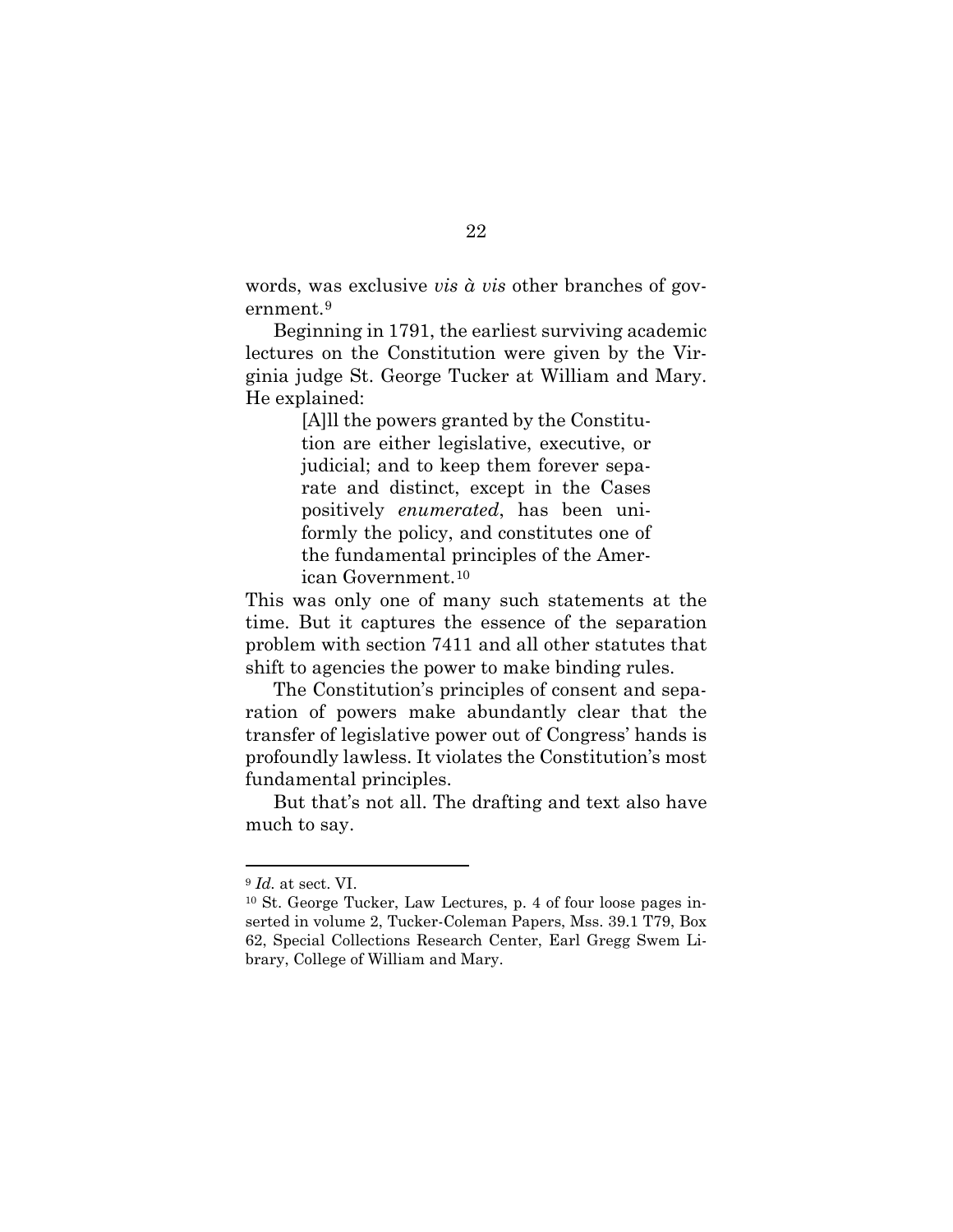words, was exclusive *vis à vis* other branches of government.[9]

Beginning in 1791, the earliest surviving academic lectures on the Constitution were given by the Virginia judge St. George Tucker at William and Mary. He explained:

> [A]ll the powers granted by the Constitution are either legislative, executive, or judicial; and to keep them forever separate and distinct, except in the Cases positively *enumerated*, has been uniformly the policy, and constitutes one of the fundamental principles of the American Government.[10]

This was only one of many such statements at the time. But it captures the essence of the separation problem with section 7411 and all other statutes that shift to agencies the power to make binding rules.

The Constitution's principles of consent and separation of powers make abundantly clear that the transfer of legislative power out of Congress' hands is profoundly lawless. It violates the Constitution's most fundamental principles.

But that's not all. The drafting and text also have much to say.

---

[9] *Id.* at sect. VI.

[10] St. George Tucker, Law Lectures, p. 4 of four loose pages inserted in volume 2, Tucker-Coleman Papers, Mss. 39.1 T79, Box 62, Special Collections Research Center, Earl Gregg Swem Library, College of William and Mary.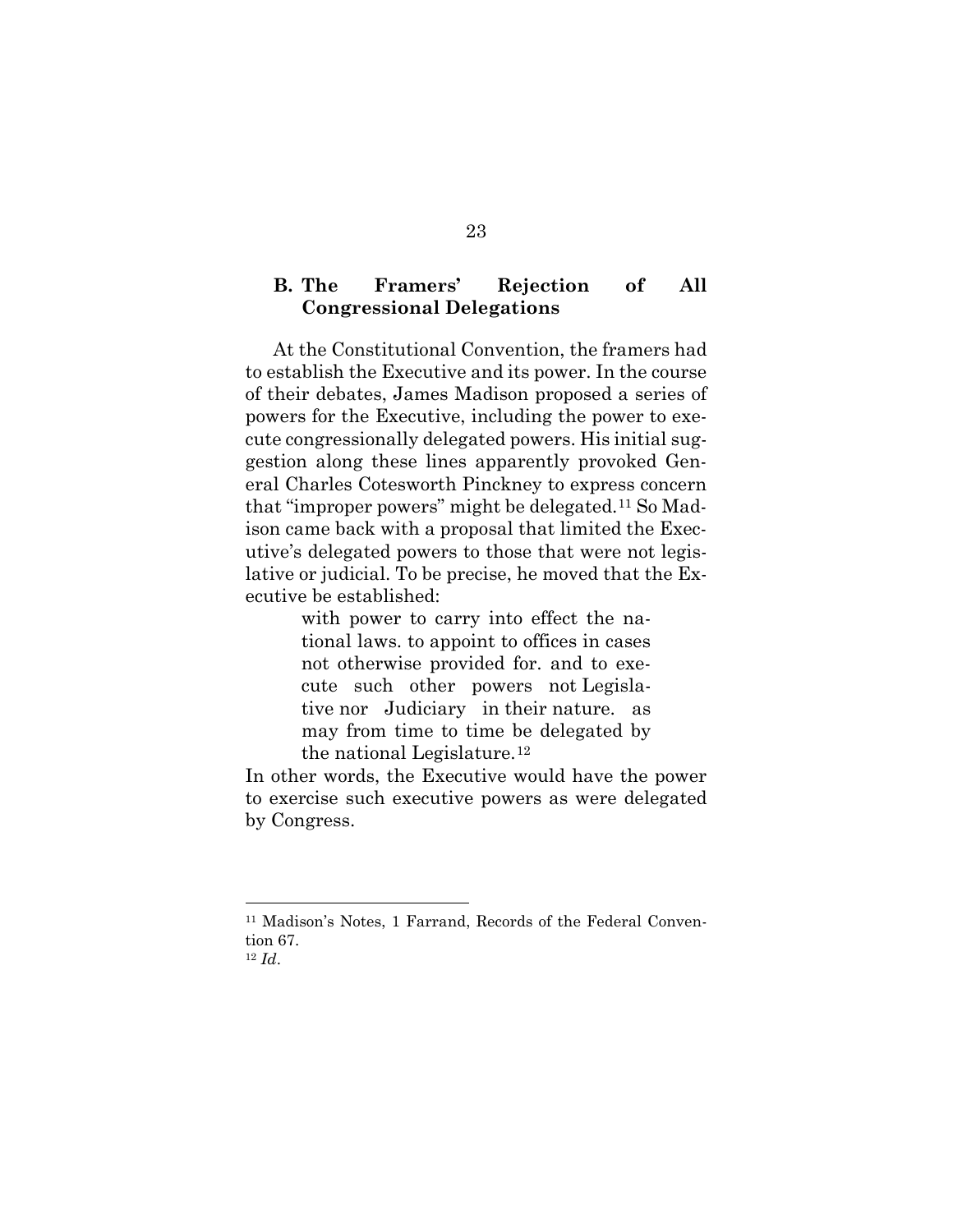### B. The Framers' Rejection of All Congressional Delegations

At the Constitutional Convention, the framers had to establish the Executive and its power. In the course of their debates, James Madison proposed a series of powers for the Executive, including the power to execute congressionally delegated powers. His initial suggestion along these lines apparently provoked General Charles Cotesworth Pinckney to express concern that "improper powers" might be delegated.[11] So Madison came back with a proposal that limited the Executive's delegated powers to those that were not legislative or judicial. To be precise, he moved that the Executive be established:

> with power to carry into effect the national laws. to appoint to offices in cases not otherwise provided for. and to execute such other powers not Legislative nor Judiciary in their nature. as may from time to time be delegated by the national Legislature.[12]

In other words, the Executive would have the power to exercise such executive powers as were delegated by Congress.

---

[11] Madison's Notes, 1 Farrand, Records of the Federal Convention 67.

[12] *Id*.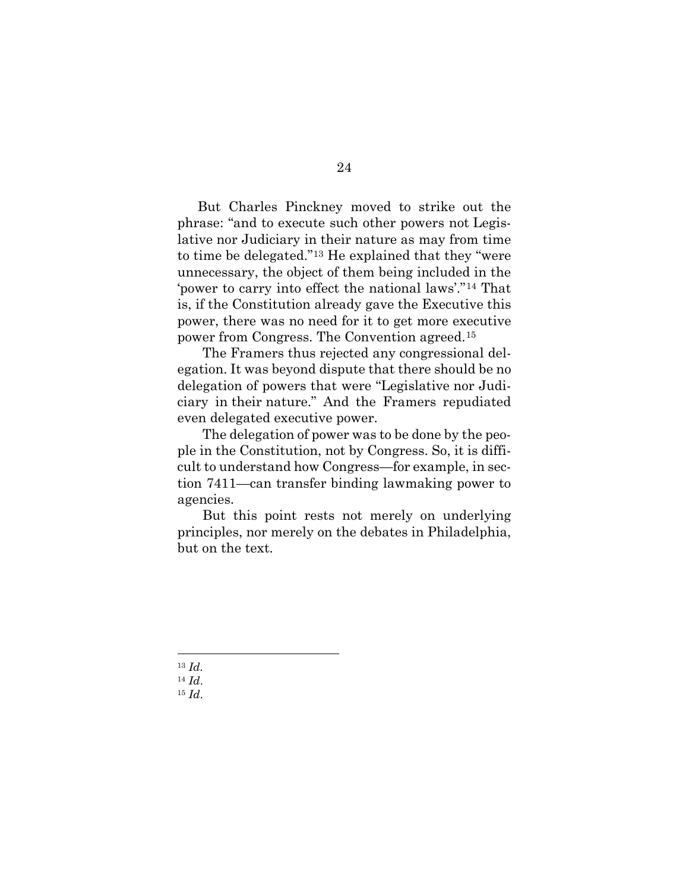But Charles Pinckney moved to strike out the phrase: "and to execute such other powers not Legislative nor Judiciary in their nature as may from time to time be delegated."[13] He explained that they "were unnecessary, the object of them being included in the 'power to carry into effect the national laws'."[14] That is, if the Constitution already gave the Executive this power, there was no need for it to get more executive power from Congress. The Convention agreed.[15]

The Framers thus rejected any congressional delegation. It was beyond dispute that there should be no delegation of powers that were "Legislative nor Judiciary in their nature." And the Framers repudiated even delegated executive power.

The delegation of power was to be done by the people in the Constitution, not by Congress. So, it is difficult to understand how Congress—for example, in section 7411—can transfer binding lawmaking power to agencies.

But this point rests not merely on underlying principles, nor merely on the debates in Philadelphia, but on the text.

---

[13] *Id.*
[14] *Id.*
[15] *Id.*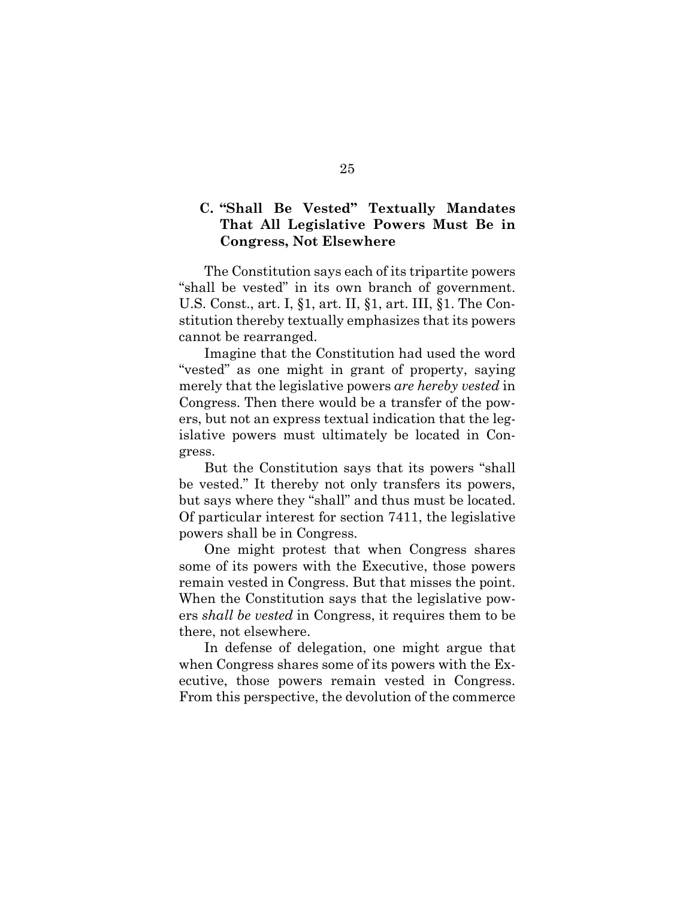### C. "Shall Be Vested" Textually Mandates That All Legislative Powers Must Be in Congress, Not Elsewhere

The Constitution says each of its tripartite powers "shall be vested" in its own branch of government. U.S. Const., art. I, §1, art. II, §1, art. III, §1. The Constitution thereby textually emphasizes that its powers cannot be rearranged.

Imagine that the Constitution had used the word "vested" as one might in grant of property, saying merely that the legislative powers *are hereby vested* in Congress. Then there would be a transfer of the powers, but not an express textual indication that the legislative powers must ultimately be located in Congress.

But the Constitution says that its powers "shall be vested." It thereby not only transfers its powers, but says where they "shall" and thus must be located. Of particular interest for section 7411, the legislative powers shall be in Congress.

One might protest that when Congress shares some of its powers with the Executive, those powers remain vested in Congress. But that misses the point. When the Constitution says that the legislative powers *shall be vested* in Congress, it requires them to be there, not elsewhere.

In defense of delegation, one might argue that when Congress shares some of its powers with the Executive, those powers remain vested in Congress. From this perspective, the devolution of the commerce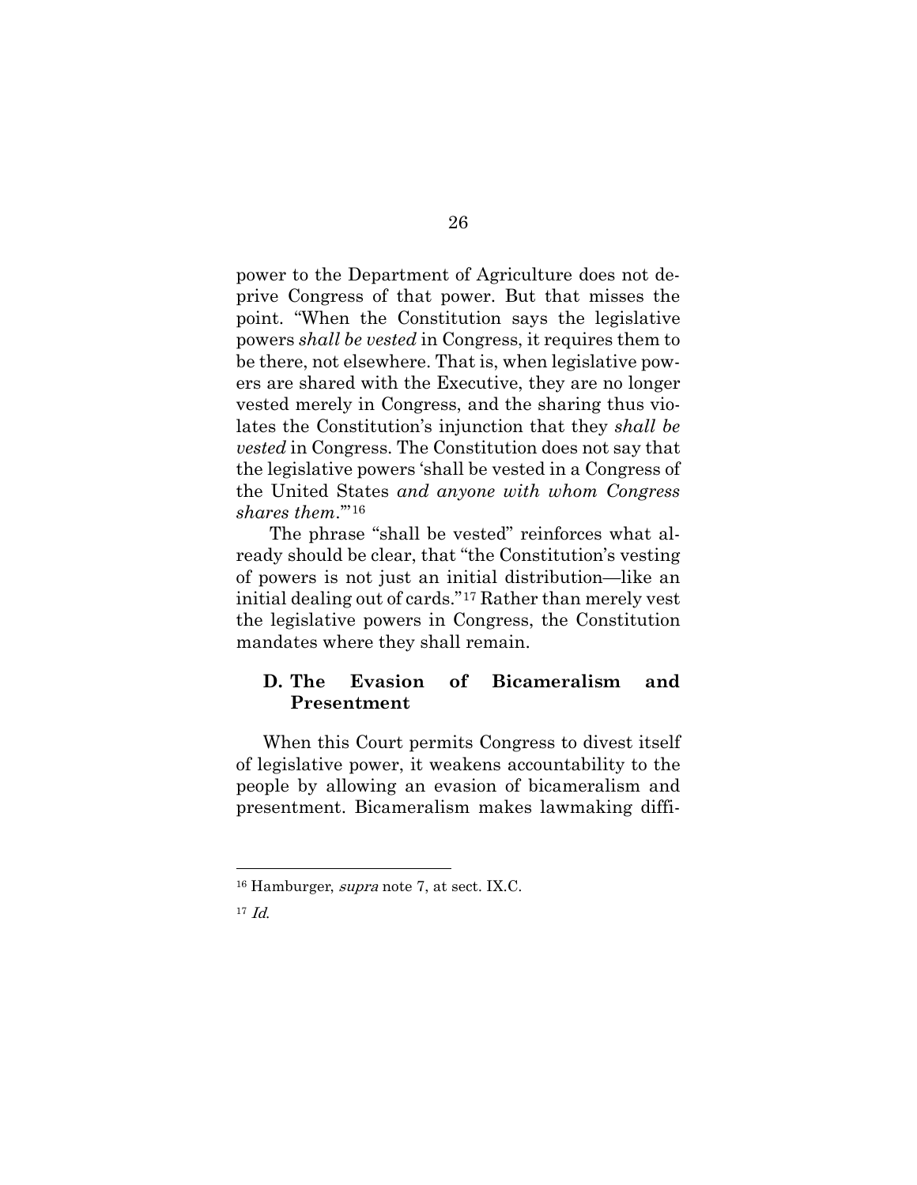power to the Department of Agriculture does not deprive Congress of that power. But that misses the point. "When the Constitution says the legislative powers *shall be vested* in Congress, it requires them to be there, not elsewhere. That is, when legislative powers are shared with the Executive, they are no longer vested merely in Congress, and the sharing thus violates the Constitution's injunction that they *shall be vested* in Congress. The Constitution does not say that the legislative powers 'shall be vested in a Congress of the United States *and anyone with whom Congress shares them*.'"[16]

The phrase "shall be vested" reinforces what already should be clear, that "the Constitution's vesting of powers is not just an initial distribution—like an initial dealing out of cards."[17] Rather than merely vest the legislative powers in Congress, the Constitution mandates where they shall remain.

### D. The Evasion of Bicameralism and Presentment

When this Court permits Congress to divest itself of legislative power, it weakens accountability to the people by allowing an evasion of bicameralism and presentment. Bicameralism makes lawmaking diffi-

---

[16] Hamburger, *supra* note 7, at sect. IX.C.

[17] *Id.*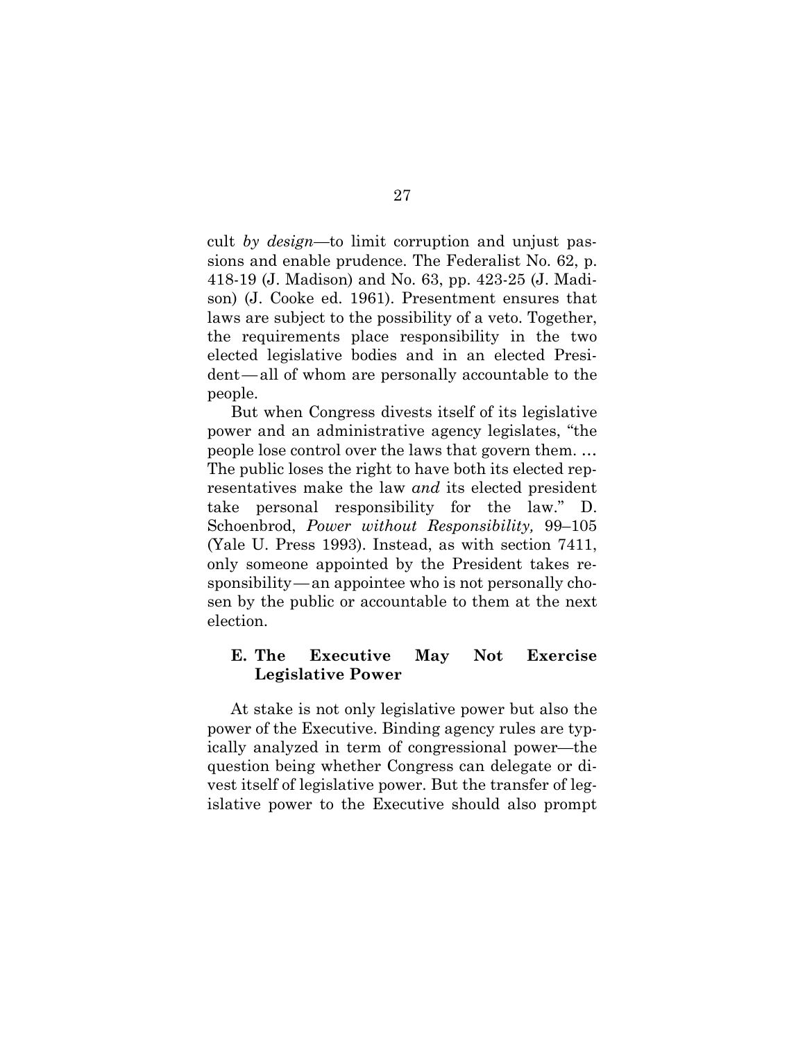cult *by design*—to limit corruption and unjust passions and enable prudence. The Federalist No. 62, p. 418-19 (J. Madison) and No. 63, pp. 423-25 (J. Madison) (J. Cooke ed. 1961). Presentment ensures that laws are subject to the possibility of a veto. Together, the requirements place responsibility in the two elected legislative bodies and in an elected President — all of whom are personally accountable to the people.

But when Congress divests itself of its legislative power and an administrative agency legislates, "the people lose control over the laws that govern them. … The public loses the right to have both its elected representatives make the law *and* its elected president take personal responsibility for the law." D. Schoenbrod, *Power without Responsibility,* 99–105 (Yale U. Press 1993). Instead, as with section 7411, only someone appointed by the President takes responsibility — an appointee who is not personally chosen by the public or accountable to them at the next election.

### E. The Executive May Not Exercise Legislative Power

At stake is not only legislative power but also the power of the Executive. Binding agency rules are typically analyzed in term of congressional power—the question being whether Congress can delegate or divest itself of legislative power. But the transfer of legislative power to the Executive should also prompt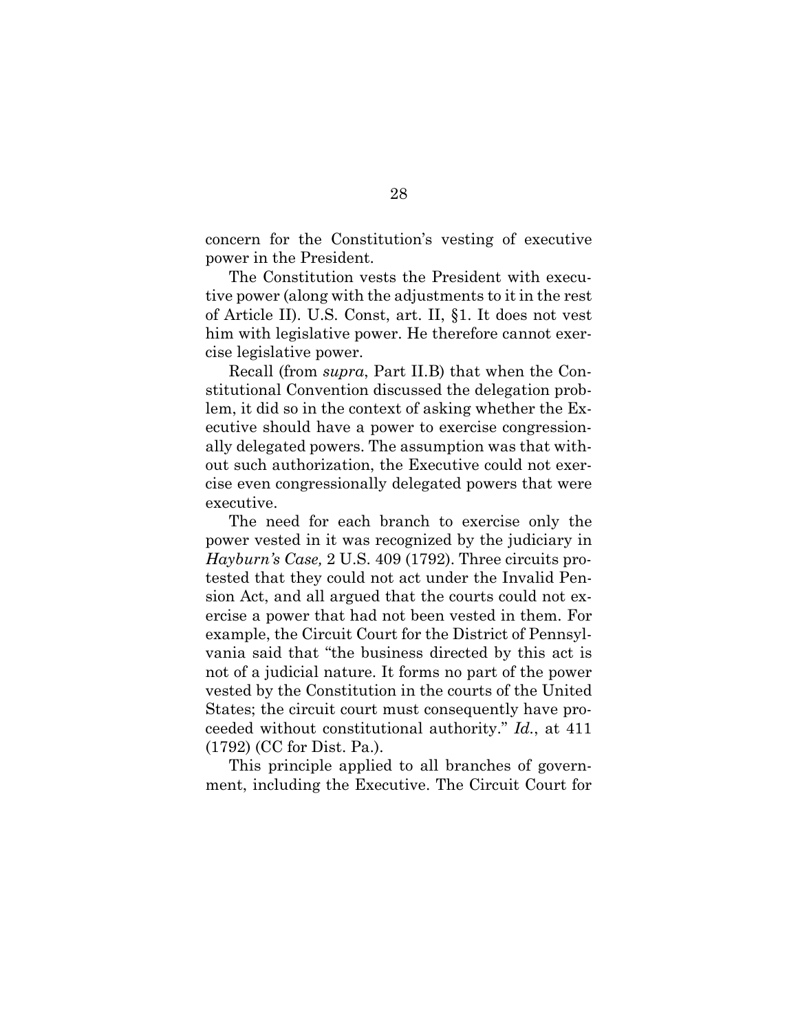concern for the Constitution's vesting of executive power in the President.

The Constitution vests the President with executive power (along with the adjustments to it in the rest of Article II). U.S. Const, art. II, §1. It does not vest him with legislative power. He therefore cannot exercise legislative power.

Recall (from *supra*, Part II.B) that when the Constitutional Convention discussed the delegation problem, it did so in the context of asking whether the Executive should have a power to exercise congressionally delegated powers. The assumption was that without such authorization, the Executive could not exercise even congressionally delegated powers that were executive.

The need for each branch to exercise only the power vested in it was recognized by the judiciary in *Hayburn's Case,* 2 U.S. 409 (1792). Three circuits protested that they could not act under the Invalid Pension Act, and all argued that the courts could not exercise a power that had not been vested in them. For example, the Circuit Court for the District of Pennsylvania said that "the business directed by this act is not of a judicial nature. It forms no part of the power vested by the Constitution in the courts of the United States; the circuit court must consequently have proceeded without constitutional authority." *Id.*, at 411 (1792) (CC for Dist. Pa.).

This principle applied to all branches of government, including the Executive. The Circuit Court for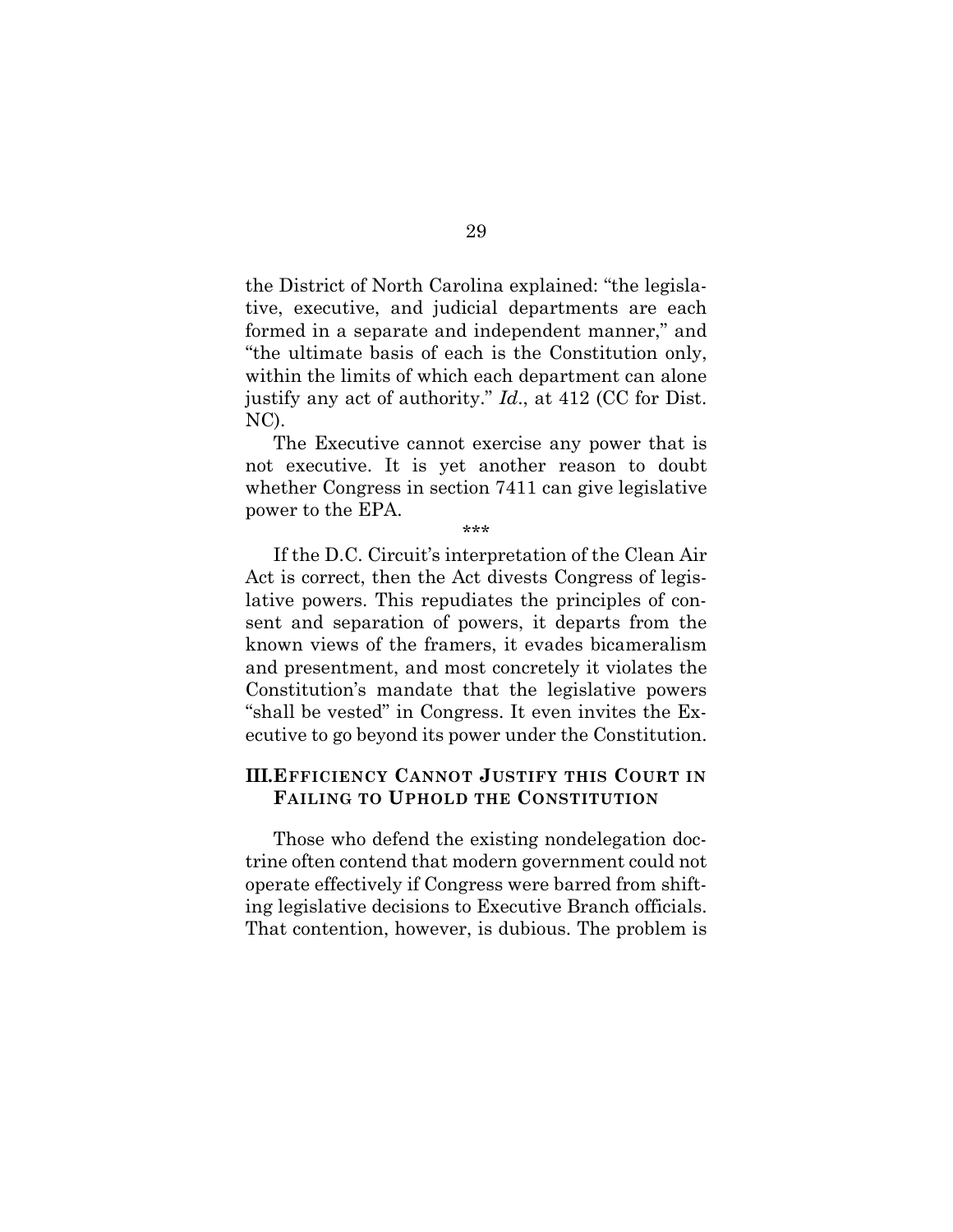the District of North Carolina explained: "the legislative, executive, and judicial departments are each formed in a separate and independent manner," and "the ultimate basis of each is the Constitution only, within the limits of which each department can alone justify any act of authority." *Id*., at 412 (CC for Dist. NC).

The Executive cannot exercise any power that is not executive. It is yet another reason to doubt whether Congress in section 7411 can give legislative power to the EPA.

\*\*\*

If the D.C. Circuit's interpretation of the Clean Air Act is correct, then the Act divests Congress of legislative powers. This repudiates the principles of consent and separation of powers, it departs from the known views of the framers, it evades bicameralism and presentment, and most concretely it violates the Constitution's mandate that the legislative powers "shall be vested" in Congress. It even invites the Executive to go beyond its power under the Constitution.

## III. EFFICIENCY CANNOT JUSTIFY THIS COURT IN FAILING TO UPHOLD THE CONSTITUTION

Those who defend the existing nondelegation doctrine often contend that modern government could not operate effectively if Congress were barred from shifting legislative decisions to Executive Branch officials. That contention, however, is dubious. The problem is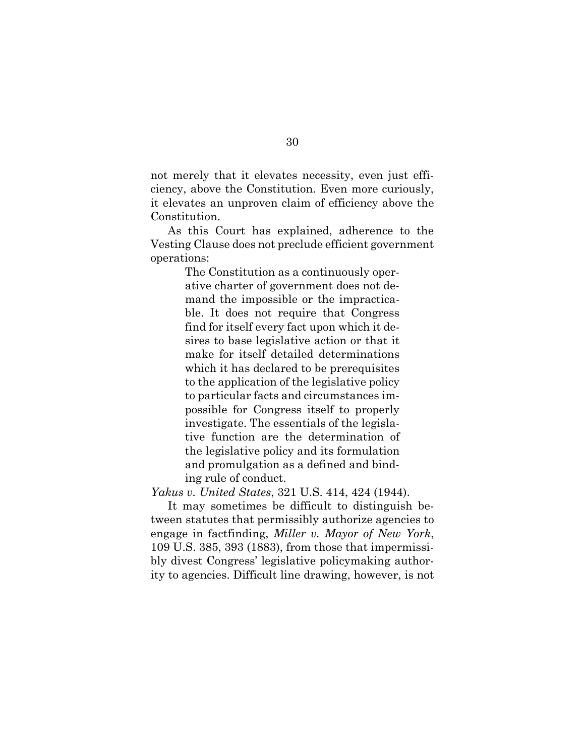not merely that it elevates necessity, even just efficiency, above the Constitution. Even more curiously, it elevates an unproven claim of efficiency above the Constitution.

As this Court has explained, adherence to the Vesting Clause does not preclude efficient government operations:

> The Constitution as a continuously operative charter of government does not demand the impossible or the impracticable. It does not require that Congress find for itself every fact upon which it desires to base legislative action or that it make for itself detailed determinations which it has declared to be prerequisites to the application of the legislative policy to particular facts and circumstances impossible for Congress itself to properly investigate. The essentials of the legislative function are the determination of the legislative policy and its formulation and promulgation as a defined and binding rule of conduct.

*Yakus v. United States*, 321 U.S. 414, 424 (1944).

It may sometimes be difficult to distinguish between statutes that permissibly authorize agencies to engage in factfinding, *Miller v. Mayor of New York*, 109 U.S. 385, 393 (1883), from those that impermissibly divest Congress' legislative policymaking authority to agencies. Difficult line drawing, however, is not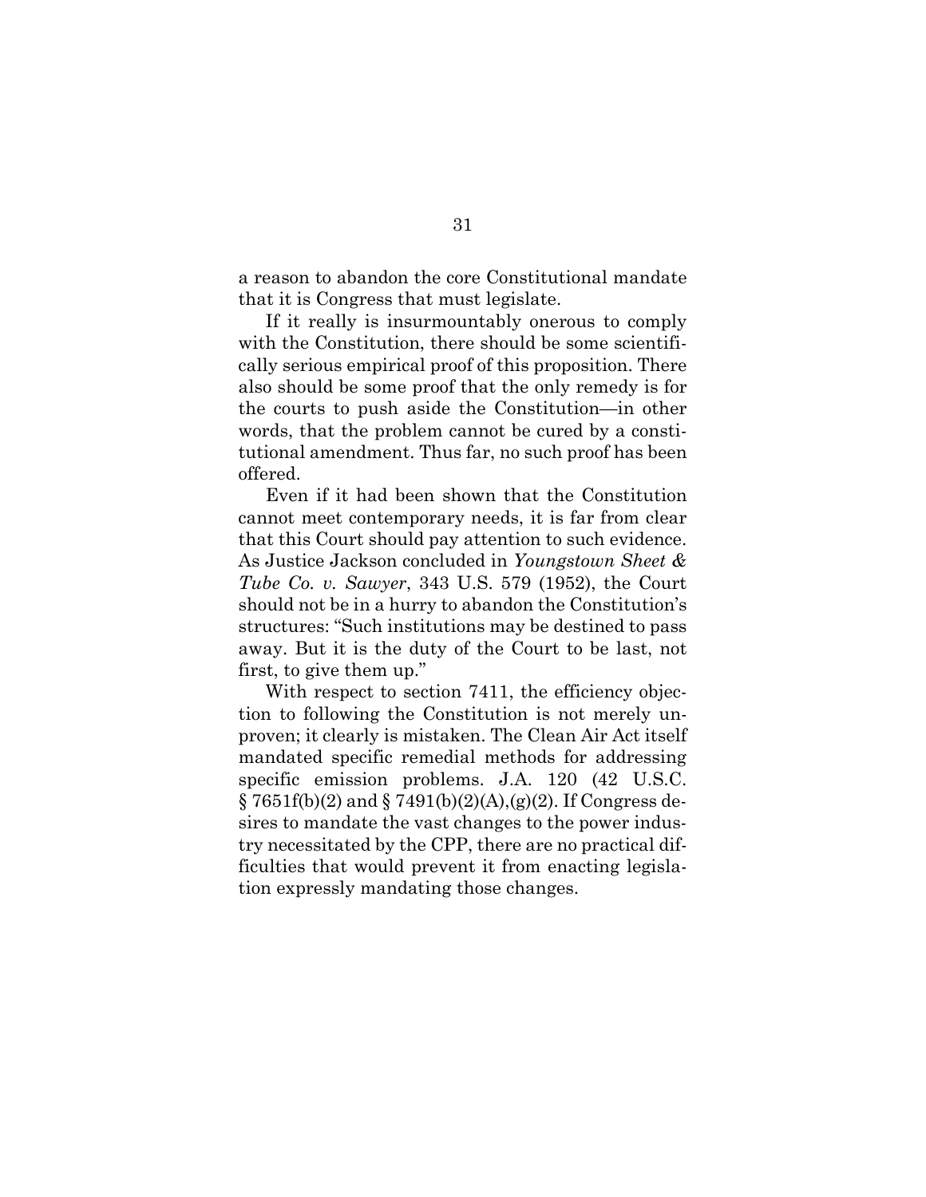a reason to abandon the core Constitutional mandate that it is Congress that must legislate.

If it really is insurmountably onerous to comply with the Constitution, there should be some scientifically serious empirical proof of this proposition. There also should be some proof that the only remedy is for the courts to push aside the Constitution—in other words, that the problem cannot be cured by a constitutional amendment. Thus far, no such proof has been offered.

Even if it had been shown that the Constitution cannot meet contemporary needs, it is far from clear that this Court should pay attention to such evidence. As Justice Jackson concluded in *Youngstown Sheet & Tube Co. v. Sawyer*, 343 U.S. 579 (1952), the Court should not be in a hurry to abandon the Constitution's structures: "Such institutions may be destined to pass away. But it is the duty of the Court to be last, not first, to give them up."

With respect to section 7411, the efficiency objection to following the Constitution is not merely unproven; it clearly is mistaken. The Clean Air Act itself mandated specific remedial methods for addressing specific emission problems. J.A. 120 (42 U.S.C. § 7651f(b)(2) and § 7491(b)(2)(A),(g)(2). If Congress desires to mandate the vast changes to the power industry necessitated by the CPP, there are no practical difficulties that would prevent it from enacting legislation expressly mandating those changes.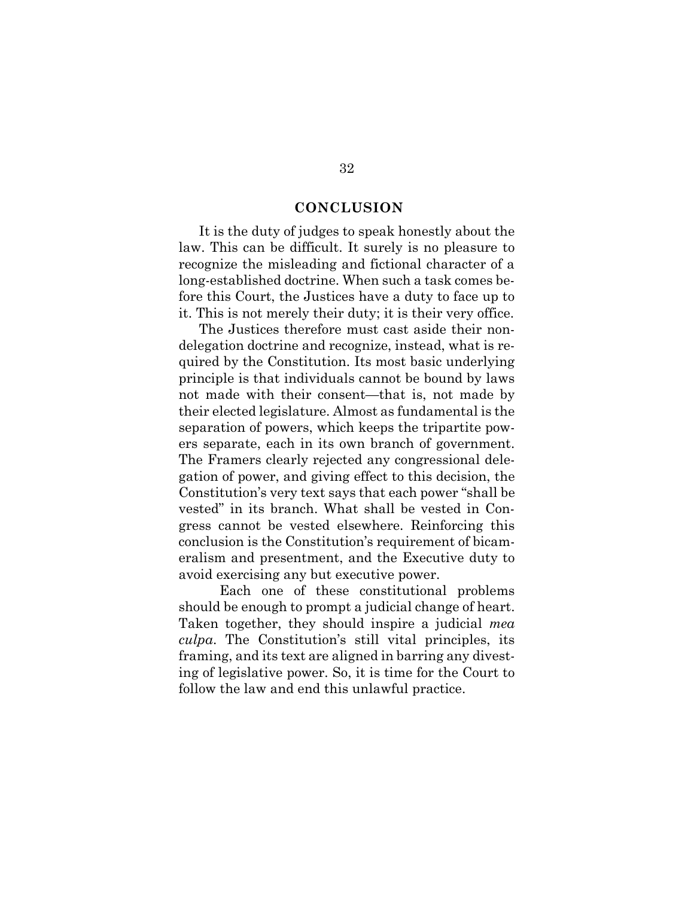## CONCLUSION

It is the duty of judges to speak honestly about the law. This can be difficult. It surely is no pleasure to recognize the misleading and fictional character of a long-established doctrine. When such a task comes before this Court, the Justices have a duty to face up to it. This is not merely their duty; it is their very office.

The Justices therefore must cast aside their nondelegation doctrine and recognize, instead, what is required by the Constitution. Its most basic underlying principle is that individuals cannot be bound by laws not made with their consent—that is, not made by their elected legislature. Almost as fundamental is the separation of powers, which keeps the tripartite powers separate, each in its own branch of government. The Framers clearly rejected any congressional delegation of power, and giving effect to this decision, the Constitution's very text says that each power "shall be vested" in its branch. What shall be vested in Congress cannot be vested elsewhere. Reinforcing this conclusion is the Constitution's requirement of bicameralism and presentment, and the Executive duty to avoid exercising any but executive power.

Each one of these constitutional problems should be enough to prompt a judicial change of heart. Taken together, they should inspire a judicial *mea culpa*. The Constitution's still vital principles, its framing, and its text are aligned in barring any divesting of legislative power. So, it is time for the Court to follow the law and end this unlawful practice.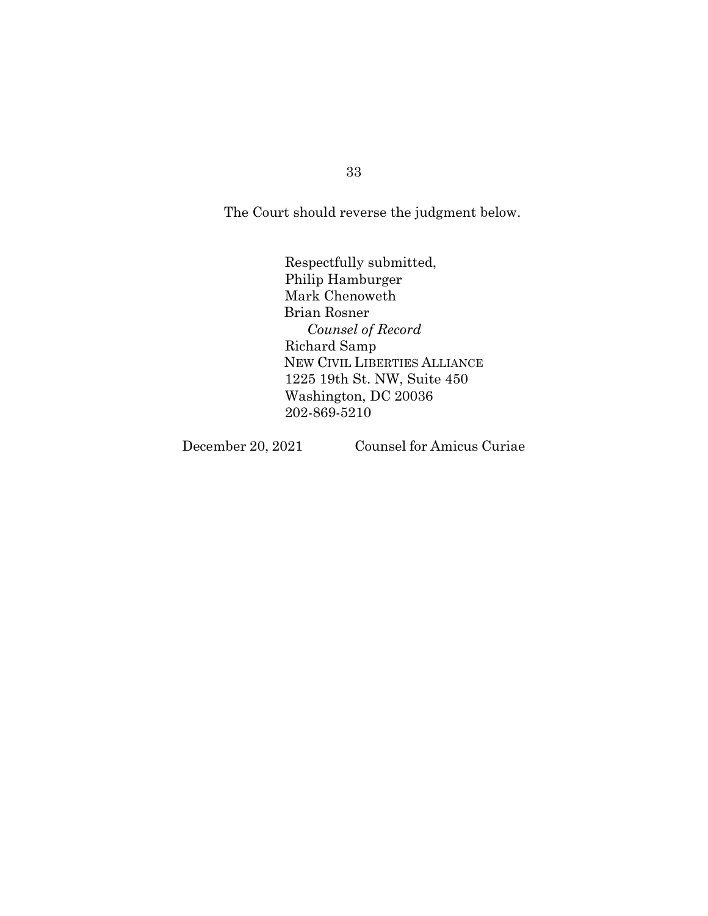The Court should reverse the judgment below.

Respectfully submitted,
Philip Hamburger
Mark Chenoweth
Brian Rosner
*Counsel of Record*
Richard Samp
NEW CIVIL LIBERTIES ALLIANCE
1225 19th St. NW, Suite 450
Washington, DC 20036
202-869-5210

December 20, 2021 Counsel for Amicus Curiae